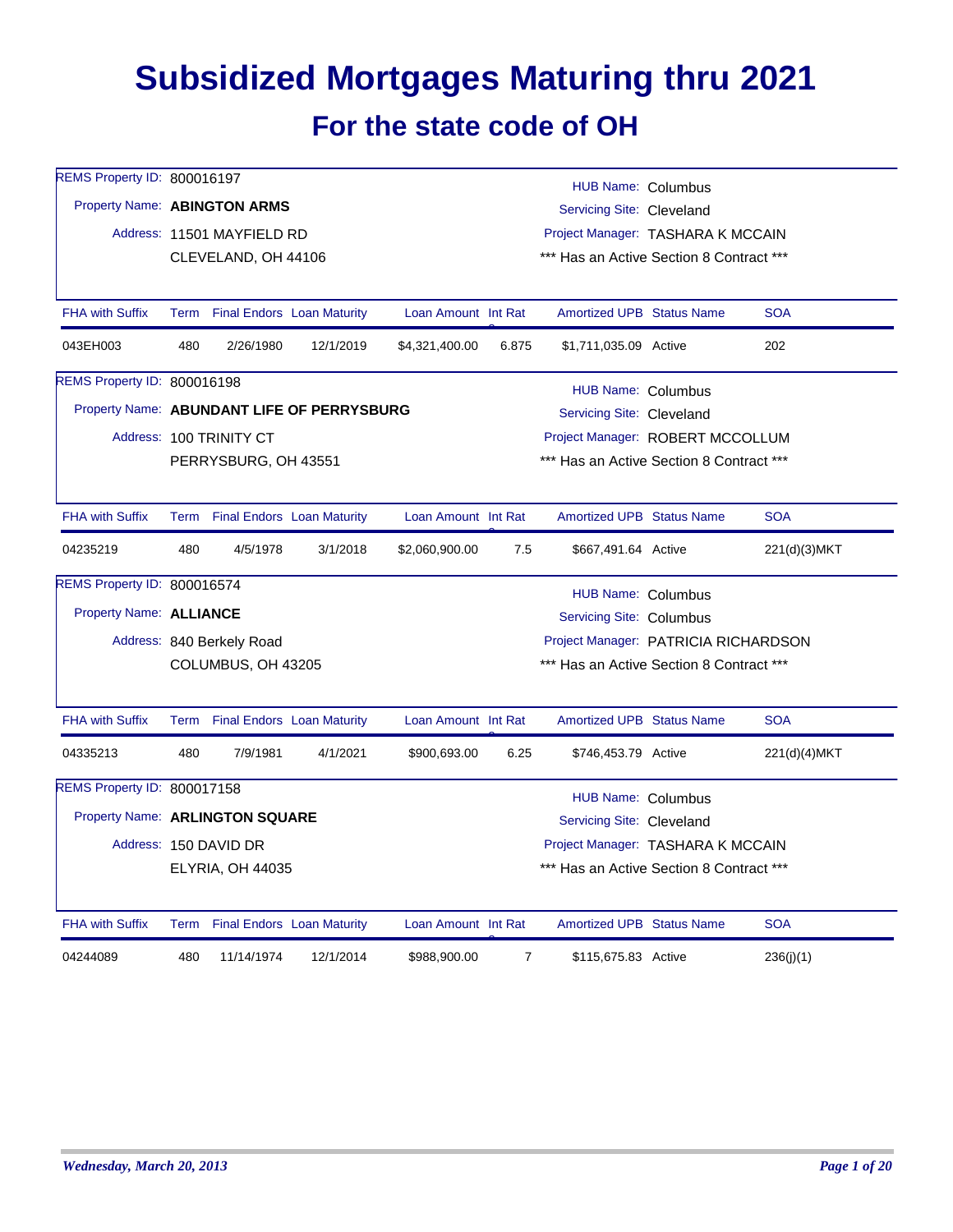# Subsidized Mortgages Maturing thru 2021

## For the state code of OH

REMS Property ID: 800016197

Property Name: **ABINGTON ARMS**

Address: 11501 MAYFIELD RD
CLEVELAND, OH 44106

HUB Name: Columbus
Servicing Site: Cleveland
Project Manager: TASHARA K MCCAIN
*** Has an Active Section 8 Contract ***

| FHA with Suffix | Term | Final Endors | Loan Maturity | Loan Amount | Int Rate | Amortized UPB | Status Name | SOA |
|---|---|---|---|---|---|---|---|---|
| 043EH003 | 480 | 2/26/1980 | 12/1/2019 | $4,321,400.00 | 6.875 | $1,711,035.09 | Active | 202 |

REMS Property ID: 800016198

Property Name: **ABUNDANT LIFE OF PERRYSBURG**

Address: 100 TRINITY CT
PERRYSBURG, OH 43551

HUB Name: Columbus
Servicing Site: Cleveland
Project Manager: ROBERT MCCOLLUM
*** Has an Active Section 8 Contract ***

| FHA with Suffix | Term | Final Endors | Loan Maturity | Loan Amount | Int Rate | Amortized UPB | Status Name | SOA |
|---|---|---|---|---|---|---|---|---|
| 04235219 | 480 | 4/5/1978 | 3/1/2018 | $2,060,900.00 | 7.5 | $667,491.64 | Active | 221(d)(3)MKT |

REMS Property ID: 800016574

Property Name: **ALLIANCE**

Address: 840 Berkely Road
COLUMBUS, OH 43205

HUB Name: Columbus
Servicing Site: Columbus
Project Manager: PATRICIA RICHARDSON
*** Has an Active Section 8 Contract ***

| FHA with Suffix | Term | Final Endors | Loan Maturity | Loan Amount | Int Rate | Amortized UPB | Status Name | SOA |
|---|---|---|---|---|---|---|---|---|
| 04335213 | 480 | 7/9/1981 | 4/1/2021 | $900,693.00 | 6.25 | $746,453.79 | Active | 221(d)(4)MKT |

REMS Property ID: 800017158

Property Name: **ARLINGTON SQUARE**

Address: 150 DAVID DR
ELYRIA, OH 44035

HUB Name: Columbus
Servicing Site: Cleveland
Project Manager: TASHARA K MCCAIN
*** Has an Active Section 8 Contract ***

| FHA with Suffix | Term | Final Endors | Loan Maturity | Loan Amount | Int Rate | Amortized UPB | Status Name | SOA |
|---|---|---|---|---|---|---|---|---|
| 04244089 | 480 | 11/14/1974 | 12/1/2014 | $988,900.00 | 7 | $115,675.83 | Active | 236(j)(1) |

*Wednesday, March 20, 2013*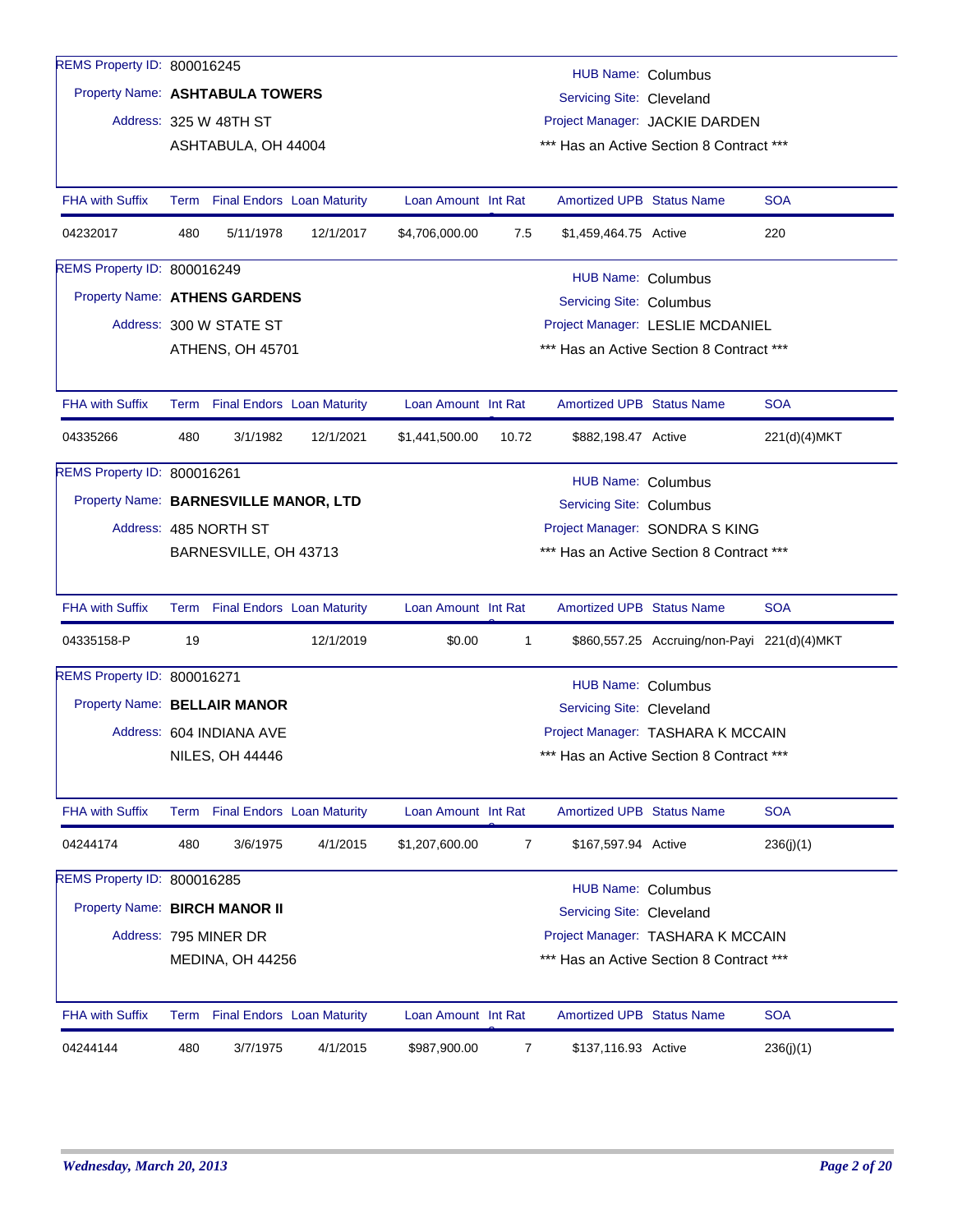REMS Property ID: 800016245

Property Name: **ASHTABULA TOWERS**

Address: 325 W 48TH ST
ASHTABULA, OH 44004

HUB Name: Columbus
Servicing Site: Cleveland
Project Manager: JACKIE DARDEN
*** Has an Active Section 8 Contract ***

| FHA with Suffix | Term | Final Endors | Loan Maturity | Loan Amount | Int Rat | Amortized UPB | Status Name | SOA |
|---|---|---|---|---|---|---|---|---|
| 04232017 | 480 | 5/11/1978 | 12/1/2017 | $4,706,000.00 | 7.5 | $1,459,464.75 | Active | 220 |

REMS Property ID: 800016249

Property Name: **ATHENS GARDENS**

Address: 300 W STATE ST
ATHENS, OH 45701

HUB Name: Columbus
Servicing Site: Columbus
Project Manager: LESLIE MCDANIEL
*** Has an Active Section 8 Contract ***

| FHA with Suffix | Term | Final Endors | Loan Maturity | Loan Amount | Int Rat | Amortized UPB | Status Name | SOA |
|---|---|---|---|---|---|---|---|---|
| 04335266 | 480 | 3/1/1982 | 12/1/2021 | $1,441,500.00 | 10.72 | $882,198.47 | Active | 221(d)(4)MKT |

REMS Property ID: 800016261

Property Name: **BARNESVILLE MANOR, LTD**

Address: 485 NORTH ST
BARNESVILLE, OH 43713

HUB Name: Columbus
Servicing Site: Columbus
Project Manager: SONDRA S KING
*** Has an Active Section 8 Contract ***

| FHA with Suffix | Term | Final Endors | Loan Maturity | Loan Amount | Int Rat | Amortized UPB | Status Name | SOA |
|---|---|---|---|---|---|---|---|---|
| 04335158-P | 19 | | 12/1/2019 | $0.00 | 1 | $860,557.25 | Accruing/non-Payi | 221(d)(4)MKT |

REMS Property ID: 800016271

Property Name: **BELLAIR MANOR**

Address: 604 INDIANA AVE
NILES, OH 44446

HUB Name: Columbus
Servicing Site: Cleveland
Project Manager: TASHARA K MCCAIN
*** Has an Active Section 8 Contract ***

| FHA with Suffix | Term | Final Endors | Loan Maturity | Loan Amount | Int Rat | Amortized UPB | Status Name | SOA |
|---|---|---|---|---|---|---|---|---|
| 04244174 | 480 | 3/6/1975 | 4/1/2015 | $1,207,600.00 | 7 | $167,597.94 | Active | 236(j)(1) |

REMS Property ID: 800016285

Property Name: **BIRCH MANOR II**

Address: 795 MINER DR
MEDINA, OH 44256

HUB Name: Columbus
Servicing Site: Cleveland
Project Manager: TASHARA K MCCAIN
*** Has an Active Section 8 Contract ***

| FHA with Suffix | Term | Final Endors | Loan Maturity | Loan Amount | Int Rat | Amortized UPB | Status Name | SOA |
|---|---|---|---|---|---|---|---|---|
| 04244144 | 480 | 3/7/1975 | 4/1/2015 | $987,900.00 | 7 | $137,116.93 | Active | 236(j)(1) |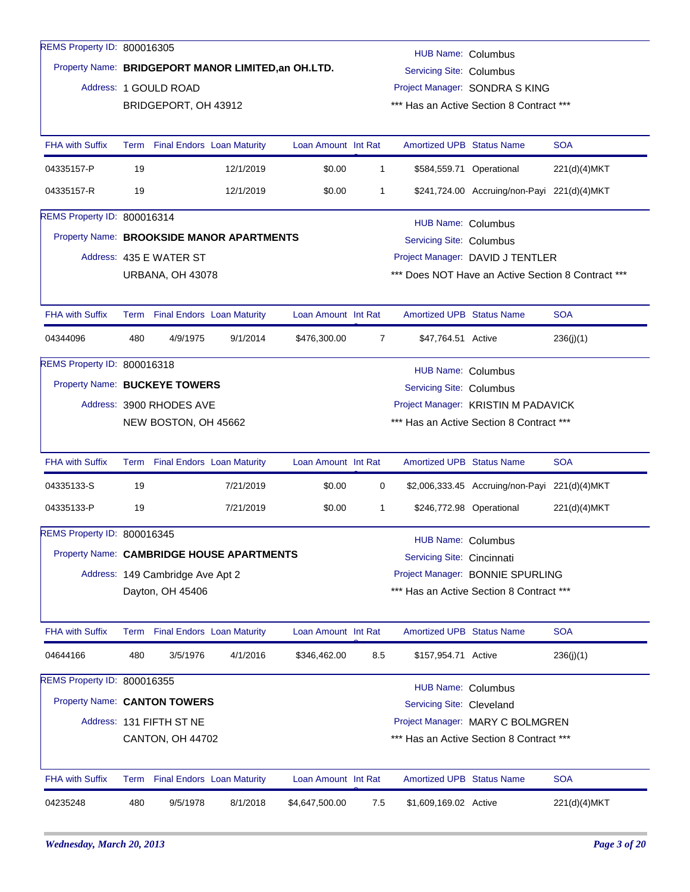REMS Property ID: 800016305

Property Name: **BRIDGEPORT MANOR LIMITED,an OH.LTD.**

Address: 1 GOULD ROAD

BRIDGEPORT, OH 43912

HUB Name: Columbus

Servicing Site: Columbus

Project Manager: SONDRA S KING

*** Has an Active Section 8 Contract ***

| FHA with Suffix | Term | Final Endors | Loan Maturity | Loan Amount | Int Rat | Amortized UPB | Status Name | SOA |
|---|---|---|---|---|---|---|---|---|
| 04335157-P | 19 | | 12/1/2019 | $0.00 | 1 | $584,559.71 | Operational | 221(d)(4)MKT |
| 04335157-R | 19 | | 12/1/2019 | $0.00 | 1 | $241,724.00 | Accruing/non-Payi | 221(d)(4)MKT |

REMS Property ID: 800016314

Property Name: **BROOKSIDE MANOR APARTMENTS**

Address: 435 E WATER ST

URBANA, OH 43078

HUB Name: Columbus

Servicing Site: Columbus

Project Manager: DAVID J TENTLER

*** Does NOT Have an Active Section 8 Contract ***

| FHA with Suffix | Term | Final Endors | Loan Maturity | Loan Amount | Int Rat | Amortized UPB | Status Name | SOA |
|---|---|---|---|---|---|---|---|---|
| 04344096 | 480 | 4/9/1975 | 9/1/2014 | $476,300.00 | 7 | $47,764.51 | Active | 236(j)(1) |

REMS Property ID: 800016318

Property Name: **BUCKEYE TOWERS**

Address: 3900 RHODES AVE

NEW BOSTON, OH 45662

HUB Name: Columbus

Servicing Site: Columbus

Project Manager: KRISTIN M PADAVICK

*** Has an Active Section 8 Contract ***

| FHA with Suffix | Term | Final Endors | Loan Maturity | Loan Amount | Int Rat | Amortized UPB | Status Name | SOA |
|---|---|---|---|---|---|---|---|---|
| 04335133-S | 19 | | 7/21/2019 | $0.00 | 0 | $2,006,333.45 | Accruing/non-Payi | 221(d)(4)MKT |
| 04335133-P | 19 | | 7/21/2019 | $0.00 | 1 | $246,772.98 | Operational | 221(d)(4)MKT |

REMS Property ID: 800016345

Property Name: **CAMBRIDGE HOUSE APARTMENTS**

Address: 149 Cambridge Ave Apt 2

Dayton, OH 45406

HUB Name: Columbus

Servicing Site: Cincinnati

Project Manager: BONNIE SPURLING

*** Has an Active Section 8 Contract ***

| FHA with Suffix | Term | Final Endors | Loan Maturity | Loan Amount | Int Rat | Amortized UPB | Status Name | SOA |
|---|---|---|---|---|---|---|---|---|
| 04644166 | 480 | 3/5/1976 | 4/1/2016 | $346,462.00 | 8.5 | $157,954.71 | Active | 236(j)(1) |

REMS Property ID: 800016355

Property Name: **CANTON TOWERS**

Address: 131 FIFTH ST NE

CANTON, OH 44702

HUB Name: Columbus

Servicing Site: Cleveland

Project Manager: MARY C BOLMGREN

*** Has an Active Section 8 Contract ***

| FHA with Suffix | Term | Final Endors | Loan Maturity | Loan Amount | Int Rat | Amortized UPB | Status Name | SOA |
|---|---|---|---|---|---|---|---|---|
| 04235248 | 480 | 9/5/1978 | 8/1/2018 | $4,647,500.00 | 7.5 | $1,609,169.02 | Active | 221(d)(4)MKT |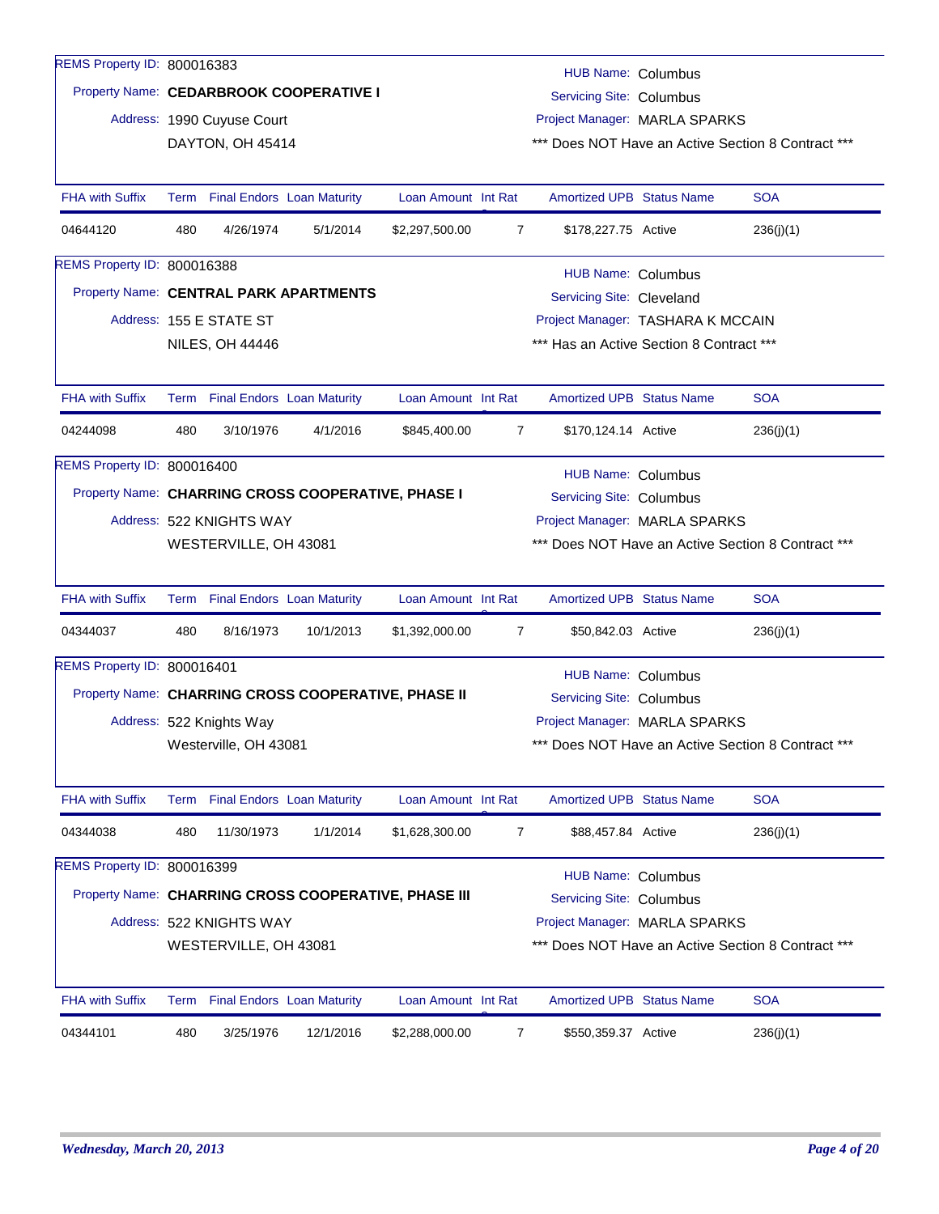REMS Property ID: 800016383

Property Name: **CEDARBROOK COOPERATIVE I**

Address: 1990 Cuyuse Court
DAYTON, OH 45414

HUB Name: Columbus
Servicing Site: Columbus
Project Manager: MARLA SPARKS
*** Does NOT Have an Active Section 8 Contract ***

| FHA with Suffix | Term | Final Endors | Loan Maturity | Loan Amount | Int Rate | Amortized UPB | Status Name | SOA |
|---|---|---|---|---|---|---|---|---|
| 04644120 | 480 | 4/26/1974 | 5/1/2014 | $2,297,500.00 | 7 | $178,227.75 | Active | 236(j)(1) |

REMS Property ID: 800016388

Property Name: **CENTRAL PARK APARTMENTS**

Address: 155 E STATE ST
NILES, OH 44446

HUB Name: Columbus
Servicing Site: Cleveland
Project Manager: TASHARA K MCCAIN
*** Has an Active Section 8 Contract ***

| FHA with Suffix | Term | Final Endors | Loan Maturity | Loan Amount | Int Rate | Amortized UPB | Status Name | SOA |
|---|---|---|---|---|---|---|---|---|
| 04244098 | 480 | 3/10/1976 | 4/1/2016 | $845,400.00 | 7 | $170,124.14 | Active | 236(j)(1) |

REMS Property ID: 800016400

Property Name: **CHARRING CROSS COOPERATIVE, PHASE I**

Address: 522 KNIGHTS WAY
WESTERVILLE, OH 43081

HUB Name: Columbus
Servicing Site: Columbus
Project Manager: MARLA SPARKS
*** Does NOT Have an Active Section 8 Contract ***

| FHA with Suffix | Term | Final Endors | Loan Maturity | Loan Amount | Int Rate | Amortized UPB | Status Name | SOA |
|---|---|---|---|---|---|---|---|---|
| 04344037 | 480 | 8/16/1973 | 10/1/2013 | $1,392,000.00 | 7 | $50,842.03 | Active | 236(j)(1) |

REMS Property ID: 800016401

Property Name: **CHARRING CROSS COOPERATIVE, PHASE II**

Address: 522 Knights Way
Westerville, OH 43081

HUB Name: Columbus
Servicing Site: Columbus
Project Manager: MARLA SPARKS
*** Does NOT Have an Active Section 8 Contract ***

| FHA with Suffix | Term | Final Endors | Loan Maturity | Loan Amount | Int Rate | Amortized UPB | Status Name | SOA |
|---|---|---|---|---|---|---|---|---|
| 04344038 | 480 | 11/30/1973 | 1/1/2014 | $1,628,300.00 | 7 | $88,457.84 | Active | 236(j)(1) |

REMS Property ID: 800016399

Property Name: **CHARRING CROSS COOPERATIVE, PHASE III**

Address: 522 KNIGHTS WAY
WESTERVILLE, OH 43081

HUB Name: Columbus
Servicing Site: Columbus
Project Manager: MARLA SPARKS
*** Does NOT Have an Active Section 8 Contract ***

| FHA with Suffix | Term | Final Endors | Loan Maturity | Loan Amount | Int Rate | Amortized UPB | Status Name | SOA |
|---|---|---|---|---|---|---|---|---|
| 04344101 | 480 | 3/25/1976 | 12/1/2016 | $2,288,000.00 | 7 | $550,359.37 | Active | 236(j)(1) |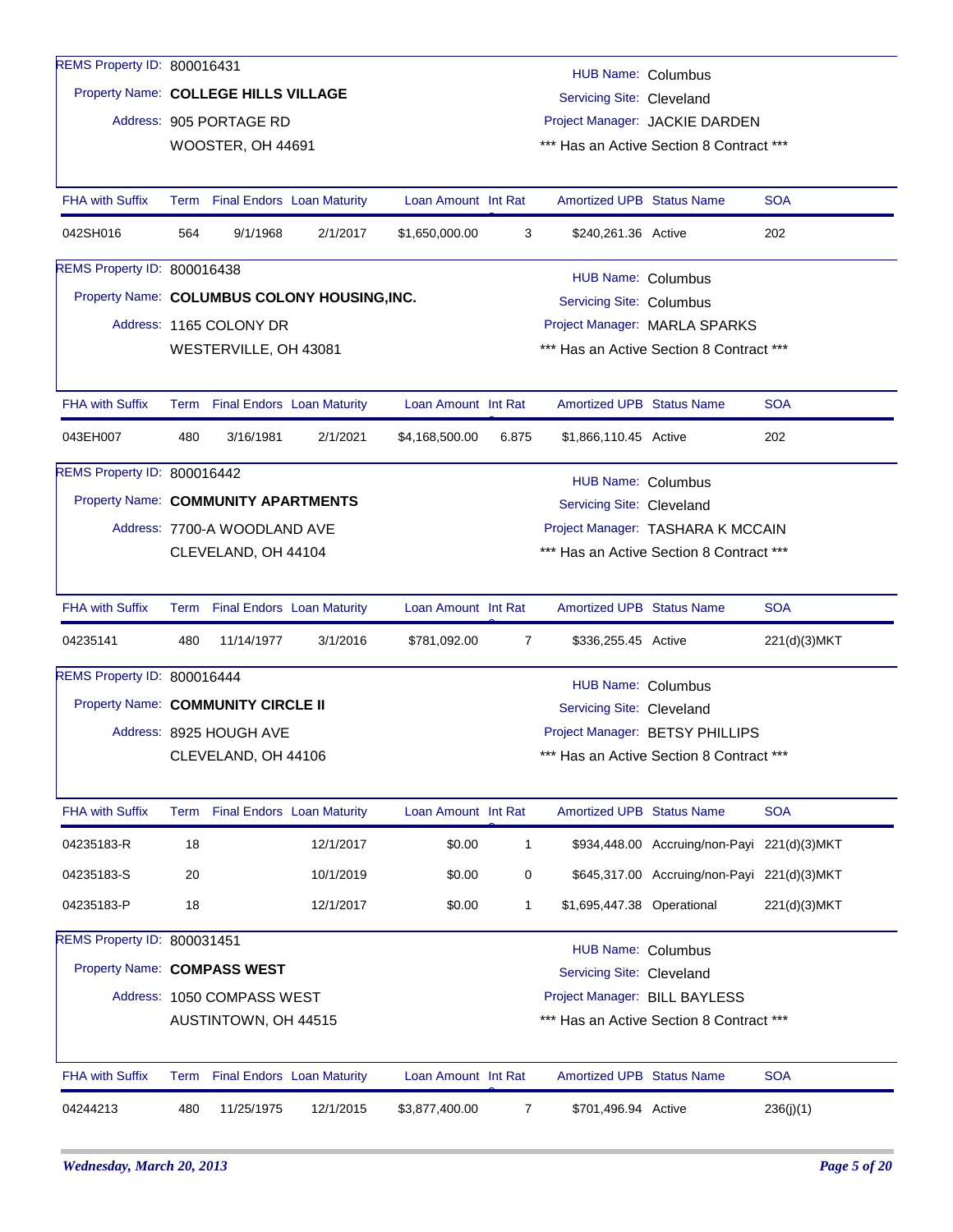REMS Property ID: 800016431

Property Name: **COLLEGE HILLS VILLAGE**

Address: 905 PORTAGE RD
WOOSTER, OH 44691

HUB Name: Columbus
Servicing Site: Cleveland
Project Manager: JACKIE DARDEN
*** Has an Active Section 8 Contract ***

| FHA with Suffix | Term | Final Endors | Loan Maturity | Loan Amount | Int Rate | Amortized UPB | Status Name | SOA |
|---|---|---|---|---|---|---|---|---|
| 042SH016 | 564 | 9/1/1968 | 2/1/2017 | $1,650,000.00 | 3 | $240,261.36 | Active | 202 |

REMS Property ID: 800016438

Property Name: **COLUMBUS COLONY HOUSING,INC.**

Address: 1165 COLONY DR
WESTERVILLE, OH 43081

HUB Name: Columbus
Servicing Site: Columbus
Project Manager: MARLA SPARKS
*** Has an Active Section 8 Contract ***

| FHA with Suffix | Term | Final Endors | Loan Maturity | Loan Amount | Int Rate | Amortized UPB | Status Name | SOA |
|---|---|---|---|---|---|---|---|---|
| 043EH007 | 480 | 3/16/1981 | 2/1/2021 | $4,168,500.00 | 6.875 | $1,866,110.45 | Active | 202 |

REMS Property ID: 800016442

Property Name: **COMMUNITY APARTMENTS**

Address: 7700-A WOODLAND AVE
CLEVELAND, OH 44104

HUB Name: Columbus
Servicing Site: Cleveland
Project Manager: TASHARA K MCCAIN
*** Has an Active Section 8 Contract ***

| FHA with Suffix | Term | Final Endors | Loan Maturity | Loan Amount | Int Rate | Amortized UPB | Status Name | SOA |
|---|---|---|---|---|---|---|---|---|
| 04235141 | 480 | 11/14/1977 | 3/1/2016 | $781,092.00 | 7 | $336,255.45 | Active | 221(d)(3)MKT |

REMS Property ID: 800016444

Property Name: **COMMUNITY CIRCLE II**

Address: 8925 HOUGH AVE
CLEVELAND, OH 44106

HUB Name: Columbus
Servicing Site: Cleveland
Project Manager: BETSY PHILLIPS
*** Has an Active Section 8 Contract ***

| FHA with Suffix | Term | Final Endors | Loan Maturity | Loan Amount | Int Rate | Amortized UPB | Status Name | SOA |
|---|---|---|---|---|---|---|---|---|
| 04235183-R | 18 | | 12/1/2017 | $0.00 | 1 | $934,448.00 | Accruing/non-Payi | 221(d)(3)MKT |
| 04235183-S | 20 | | 10/1/2019 | $0.00 | 0 | $645,317.00 | Accruing/non-Payi | 221(d)(3)MKT |
| 04235183-P | 18 | | 12/1/2017 | $0.00 | 1 | $1,695,447.38 | Operational | 221(d)(3)MKT |

REMS Property ID: 800031451

Property Name: **COMPASS WEST**

Address: 1050 COMPASS WEST
AUSTINTOWN, OH 44515

HUB Name: Columbus
Servicing Site: Cleveland
Project Manager: BILL BAYLESS
*** Has an Active Section 8 Contract ***

| FHA with Suffix | Term | Final Endors | Loan Maturity | Loan Amount | Int Rate | Amortized UPB | Status Name | SOA |
|---|---|---|---|---|---|---|---|---|
| 04244213 | 480 | 11/25/1975 | 12/1/2015 | $3,877,400.00 | 7 | $701,496.94 | Active | 236(j)(1) |

*Wednesday, March 20, 2013*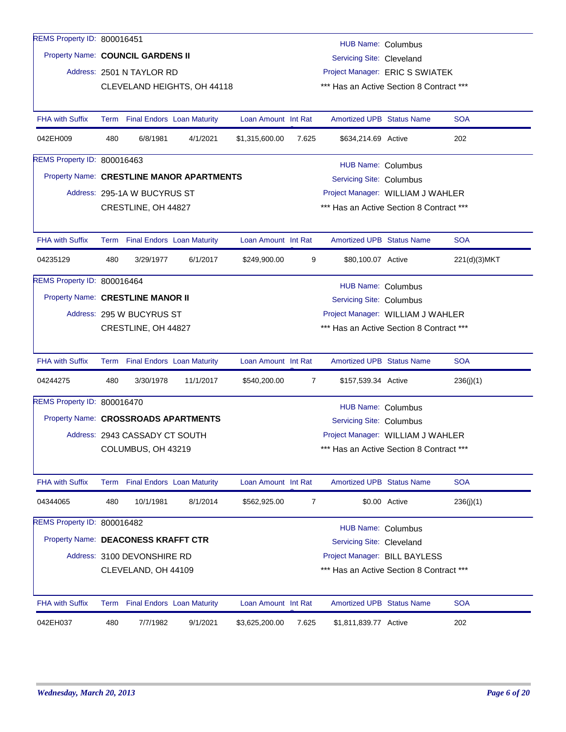REMS Property ID: 800016451

Property Name: **COUNCIL GARDENS II**

Address: 2501 N TAYLOR RD
CLEVELAND HEIGHTS, OH 44118

HUB Name: Columbus
Servicing Site: Cleveland
Project Manager: ERIC S SWIATEK
*** Has an Active Section 8 Contract ***

| FHA with Suffix | Term | Final Endors | Loan Maturity | Loan Amount | Int Rate | Amortized UPB | Status Name | SOA |
|---|---|---|---|---|---|---|---|---|
| 042EH009 | 480 | 6/8/1981 | 4/1/2021 | $1,315,600.00 | 7.625 | $634,214.69 | Active | 202 |

REMS Property ID: 800016463

Property Name: **CRESTLINE MANOR APARTMENTS**

Address: 295-1A W BUCYRUS ST
CRESTLINE, OH 44827

HUB Name: Columbus
Servicing Site: Columbus
Project Manager: WILLIAM J WAHLER
*** Has an Active Section 8 Contract ***

| FHA with Suffix | Term | Final Endors | Loan Maturity | Loan Amount | Int Rate | Amortized UPB | Status Name | SOA |
|---|---|---|---|---|---|---|---|---|
| 04235129 | 480 | 3/29/1977 | 6/1/2017 | $249,900.00 | 9 | $80,100.07 | Active | 221(d)(3)MKT |

REMS Property ID: 800016464

Property Name: **CRESTLINE MANOR II**

Address: 295 W BUCYRUS ST
CRESTLINE, OH 44827

HUB Name: Columbus
Servicing Site: Columbus
Project Manager: WILLIAM J WAHLER
*** Has an Active Section 8 Contract ***

| FHA with Suffix | Term | Final Endors | Loan Maturity | Loan Amount | Int Rate | Amortized UPB | Status Name | SOA |
|---|---|---|---|---|---|---|---|---|
| 04244275 | 480 | 3/30/1978 | 11/1/2017 | $540,200.00 | 7 | $157,539.34 | Active | 236(j)(1) |

REMS Property ID: 800016470

Property Name: **CROSSROADS APARTMENTS**

Address: 2943 CASSADY CT SOUTH
COLUMBUS, OH 43219

HUB Name: Columbus
Servicing Site: Columbus
Project Manager: WILLIAM J WAHLER
*** Has an Active Section 8 Contract ***

| FHA with Suffix | Term | Final Endors | Loan Maturity | Loan Amount | Int Rate | Amortized UPB | Status Name | SOA |
|---|---|---|---|---|---|---|---|---|
| 04344065 | 480 | 10/1/1981 | 8/1/2014 | $562,925.00 | 7 | $0.00 | Active | 236(j)(1) |

REMS Property ID: 800016482

Property Name: **DEACONESS KRAFFT CTR**

Address: 3100 DEVONSHIRE RD
CLEVELAND, OH 44109

HUB Name: Columbus
Servicing Site: Cleveland
Project Manager: BILL BAYLESS
*** Has an Active Section 8 Contract ***

| FHA with Suffix | Term | Final Endors | Loan Maturity | Loan Amount | Int Rate | Amortized UPB | Status Name | SOA |
|---|---|---|---|---|---|---|---|---|
| 042EH037 | 480 | 7/7/1982 | 9/1/2021 | $3,625,200.00 | 7.625 | $1,811,839.77 | Active | 202 |

*Wednesday, March 20, 2013*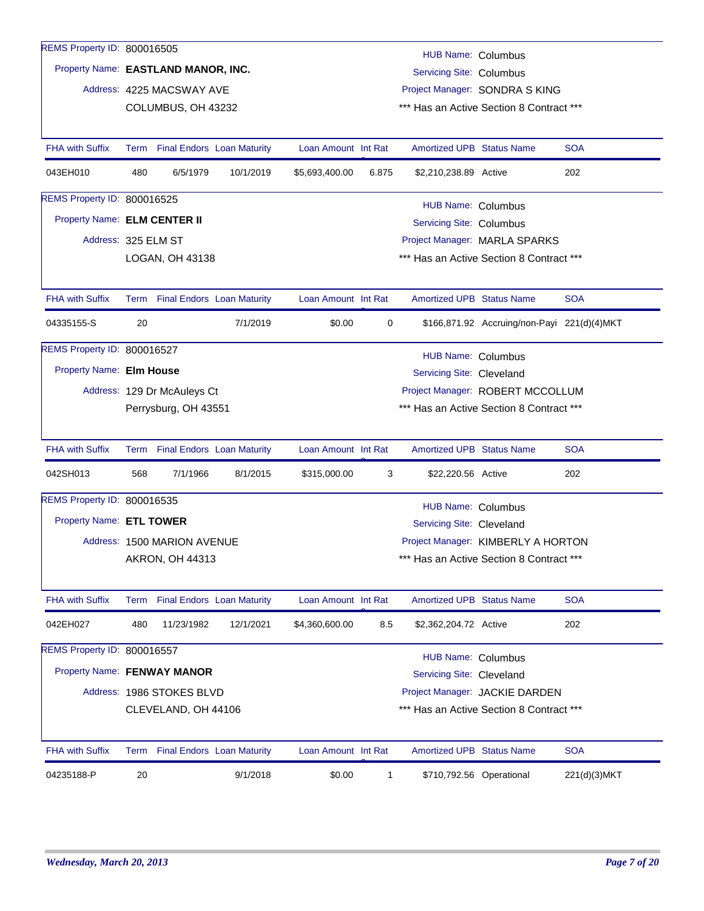REMS Property ID: 800016505

Property Name: **EASTLAND MANOR, INC.**

Address: 4225 MACSWAY AVE
COLUMBUS, OH 43232

HUB Name: Columbus
Servicing Site: Columbus
Project Manager: SONDRA S KING
*** Has an Active Section 8 Contract ***

| FHA with Suffix | Term | Final Endors | Loan Maturity | Loan Amount | Int Rate | Amortized UPB | Status Name | SOA |
|---|---|---|---|---|---|---|---|---|
| 043EH010 | 480 | 6/5/1979 | 10/1/2019 | $5,693,400.00 | 6.875 | $2,210,238.89 | Active | 202 |

REMS Property ID: 800016525

Property Name: **ELM CENTER II**

Address: 325 ELM ST
LOGAN, OH 43138

HUB Name: Columbus
Servicing Site: Columbus
Project Manager: MARLA SPARKS
*** Has an Active Section 8 Contract ***

| FHA with Suffix | Term | Final Endors | Loan Maturity | Loan Amount | Int Rate | Amortized UPB | Status Name | SOA |
|---|---|---|---|---|---|---|---|---|
| 04335155-S | 20 | | 7/1/2019 | $0.00 | 0 | $166,871.92 | Accruing/non-Payi | 221(d)(4)MKT |

REMS Property ID: 800016527

Property Name: **Elm House**

Address: 129 Dr McAuleys Ct
Perrysburg, OH 43551

HUB Name: Columbus
Servicing Site: Cleveland
Project Manager: ROBERT MCCOLLUM
*** Has an Active Section 8 Contract ***

| FHA with Suffix | Term | Final Endors | Loan Maturity | Loan Amount | Int Rate | Amortized UPB | Status Name | SOA |
|---|---|---|---|---|---|---|---|---|
| 042SH013 | 568 | 7/1/1966 | 8/1/2015 | $315,000.00 | 3 | $22,220.56 | Active | 202 |

REMS Property ID: 800016535

Property Name: **ETL TOWER**

Address: 1500 MARION AVENUE
AKRON, OH 44313

HUB Name: Columbus
Servicing Site: Cleveland
Project Manager: KIMBERLY A HORTON
*** Has an Active Section 8 Contract ***

| FHA with Suffix | Term | Final Endors | Loan Maturity | Loan Amount | Int Rate | Amortized UPB | Status Name | SOA |
|---|---|---|---|---|---|---|---|---|
| 042EH027 | 480 | 11/23/1982 | 12/1/2021 | $4,360,600.00 | 8.5 | $2,362,204.72 | Active | 202 |

REMS Property ID: 800016557

Property Name: **FENWAY MANOR**

Address: 1986 STOKES BLVD
CLEVELAND, OH 44106

HUB Name: Columbus
Servicing Site: Cleveland
Project Manager: JACKIE DARDEN
*** Has an Active Section 8 Contract ***

| FHA with Suffix | Term | Final Endors | Loan Maturity | Loan Amount | Int Rate | Amortized UPB | Status Name | SOA |
|---|---|---|---|---|---|---|---|---|
| 04235188-P | 20 | | 9/1/2018 | $0.00 | 1 | $710,792.56 | Operational | 221(d)(3)MKT |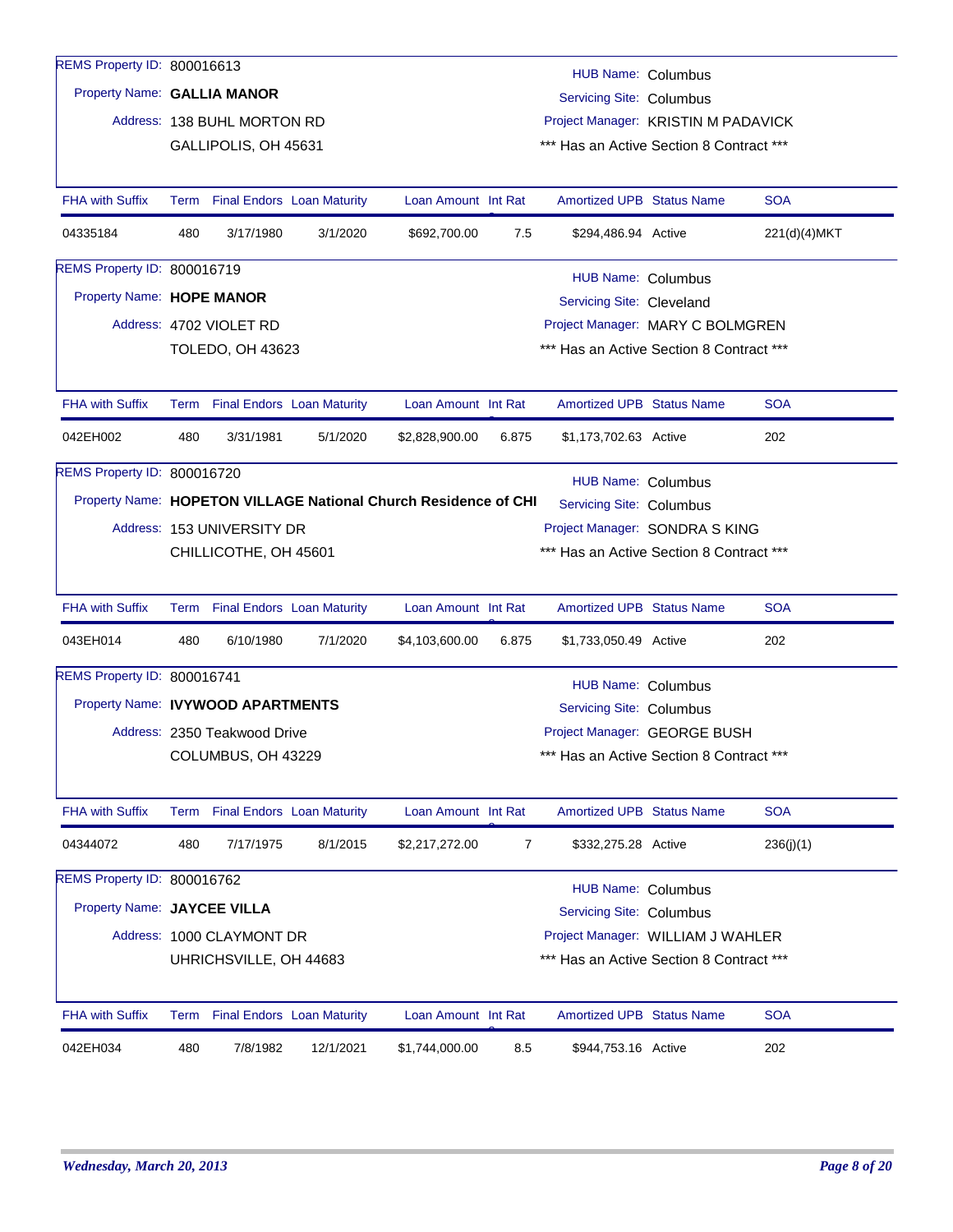REMS Property ID: 800016613

Property Name: **GALLIA MANOR**

Address: 138 BUHL MORTON RD
GALLIPOLIS, OH 45631

HUB Name: Columbus
Servicing Site: Columbus
Project Manager: KRISTIN M PADAVICK
*** Has an Active Section 8 Contract ***

| FHA with Suffix | Term | Final Endors | Loan Maturity | Loan Amount | Int Rat | Amortized UPB | Status Name | SOA |
|---|---|---|---|---|---|---|---|---|
| 04335184 | 480 | 3/17/1980 | 3/1/2020 | $692,700.00 | 7.5 | $294,486.94 | Active | 221(d)(4)MKT |

REMS Property ID: 800016719

Property Name: **HOPE MANOR**

Address: 4702 VIOLET RD
TOLEDO, OH 43623

HUB Name: Columbus
Servicing Site: Cleveland
Project Manager: MARY C BOLMGREN
*** Has an Active Section 8 Contract ***

| FHA with Suffix | Term | Final Endors | Loan Maturity | Loan Amount | Int Rat | Amortized UPB | Status Name | SOA |
|---|---|---|---|---|---|---|---|---|
| 042EH002 | 480 | 3/31/1981 | 5/1/2020 | $2,828,900.00 | 6.875 | $1,173,702.63 | Active | 202 |

REMS Property ID: 800016720

Property Name: **HOPETON VILLAGE National Church Residence of CHI**

Address: 153 UNIVERSITY DR
CHILLICOTHE, OH 45601

HUB Name: Columbus
Servicing Site: Columbus
Project Manager: SONDRA S KING
*** Has an Active Section 8 Contract ***

| FHA with Suffix | Term | Final Endors | Loan Maturity | Loan Amount | Int Rat | Amortized UPB | Status Name | SOA |
|---|---|---|---|---|---|---|---|---|
| 043EH014 | 480 | 6/10/1980 | 7/1/2020 | $4,103,600.00 | 6.875 | $1,733,050.49 | Active | 202 |

REMS Property ID: 800016741

Property Name: **IVYWOOD APARTMENTS**

Address: 2350 Teakwood Drive
COLUMBUS, OH 43229

HUB Name: Columbus
Servicing Site: Columbus
Project Manager: GEORGE BUSH
*** Has an Active Section 8 Contract ***

| FHA with Suffix | Term | Final Endors | Loan Maturity | Loan Amount | Int Rat | Amortized UPB | Status Name | SOA |
|---|---|---|---|---|---|---|---|---|
| 04344072 | 480 | 7/17/1975 | 8/1/2015 | $2,217,272.00 | 7 | $332,275.28 | Active | 236(j)(1) |

REMS Property ID: 800016762

Property Name: **JAYCEE VILLA**

Address: 1000 CLAYMONT DR
UHRICHSVILLE, OH 44683

HUB Name: Columbus
Servicing Site: Columbus
Project Manager: WILLIAM J WAHLER
*** Has an Active Section 8 Contract ***

| FHA with Suffix | Term | Final Endors | Loan Maturity | Loan Amount | Int Rat | Amortized UPB | Status Name | SOA |
|---|---|---|---|---|---|---|---|---|
| 042EH034 | 480 | 7/8/1982 | 12/1/2021 | $1,744,000.00 | 8.5 | $944,753.16 | Active | 202 |

*Wednesday, March 20, 2013*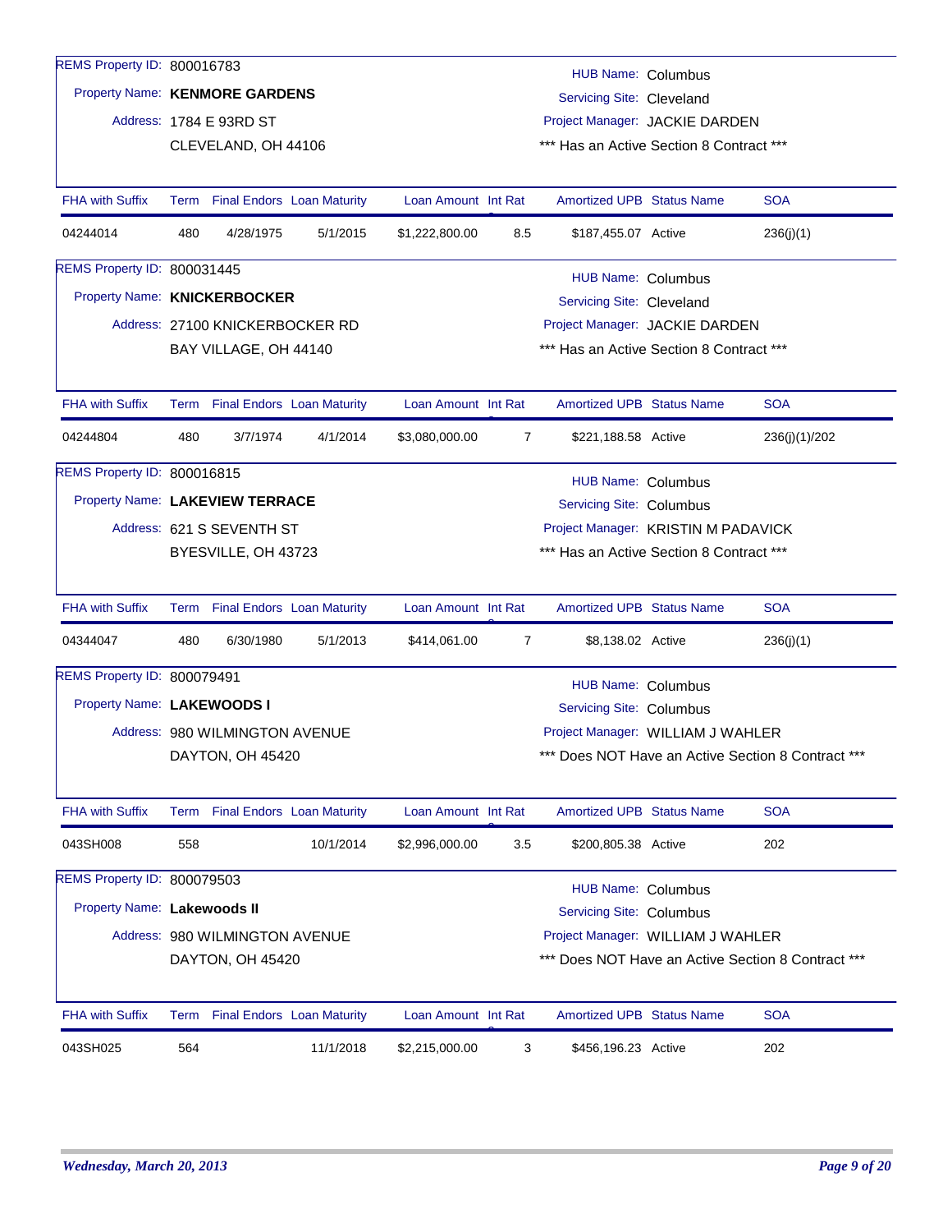REMS Property ID: 800016783
Property Name: **KENMORE GARDENS**
Address: 1784 E 93RD ST
CLEVELAND, OH 44106

HUB Name: Columbus
Servicing Site: Cleveland
Project Manager: JACKIE DARDEN
*** Has an Active Section 8 Contract ***

| FHA with Suffix | Term | Final Endors | Loan Maturity | Loan Amount | Int Rat | Amortized UPB | Status Name | SOA |
|---|---|---|---|---|---|---|---|---|
| 04244014 | 480 | 4/28/1975 | 5/1/2015 | $1,222,800.00 | 8.5 | $187,455.07 | Active | 236(j)(1) |

REMS Property ID: 800031445
Property Name: **KNICKERBOCKER**
Address: 27100 KNICKERBOCKER RD
BAY VILLAGE, OH 44140

HUB Name: Columbus
Servicing Site: Cleveland
Project Manager: JACKIE DARDEN
*** Has an Active Section 8 Contract ***

| FHA with Suffix | Term | Final Endors | Loan Maturity | Loan Amount | Int Rat | Amortized UPB | Status Name | SOA |
|---|---|---|---|---|---|---|---|---|
| 04244804 | 480 | 3/7/1974 | 4/1/2014 | $3,080,000.00 | 7 | $221,188.58 | Active | 236(j)(1)/202 |

REMS Property ID: 800016815
Property Name: **LAKEVIEW TERRACE**
Address: 621 S SEVENTH ST
BYESVILLE, OH 43723

HUB Name: Columbus
Servicing Site: Columbus
Project Manager: KRISTIN M PADAVICK
*** Has an Active Section 8 Contract ***

| FHA with Suffix | Term | Final Endors | Loan Maturity | Loan Amount | Int Rat | Amortized UPB | Status Name | SOA |
|---|---|---|---|---|---|---|---|---|
| 04344047 | 480 | 6/30/1980 | 5/1/2013 | $414,061.00 | 7 | $8,138.02 | Active | 236(j)(1) |

REMS Property ID: 800079491
Property Name: **LAKEWOODS I**
Address: 980 WILMINGTON AVENUE
DAYTON, OH 45420

HUB Name: Columbus
Servicing Site: Columbus
Project Manager: WILLIAM J WAHLER
*** Does NOT Have an Active Section 8 Contract ***

| FHA with Suffix | Term | Final Endors | Loan Maturity | Loan Amount | Int Rat | Amortized UPB | Status Name | SOA |
|---|---|---|---|---|---|---|---|---|
| 043SH008 | 558 | | 10/1/2014 | $2,996,000.00 | 3.5 | $200,805.38 | Active | 202 |

REMS Property ID: 800079503
Property Name: **Lakewoods II**
Address: 980 WILMINGTON AVENUE
DAYTON, OH 45420

HUB Name: Columbus
Servicing Site: Columbus
Project Manager: WILLIAM J WAHLER
*** Does NOT Have an Active Section 8 Contract ***

| FHA with Suffix | Term | Final Endors | Loan Maturity | Loan Amount | Int Rat | Amortized UPB | Status Name | SOA |
|---|---|---|---|---|---|---|---|---|
| 043SH025 | 564 | | 11/1/2018 | $2,215,000.00 | 3 | $456,196.23 | Active | 202 |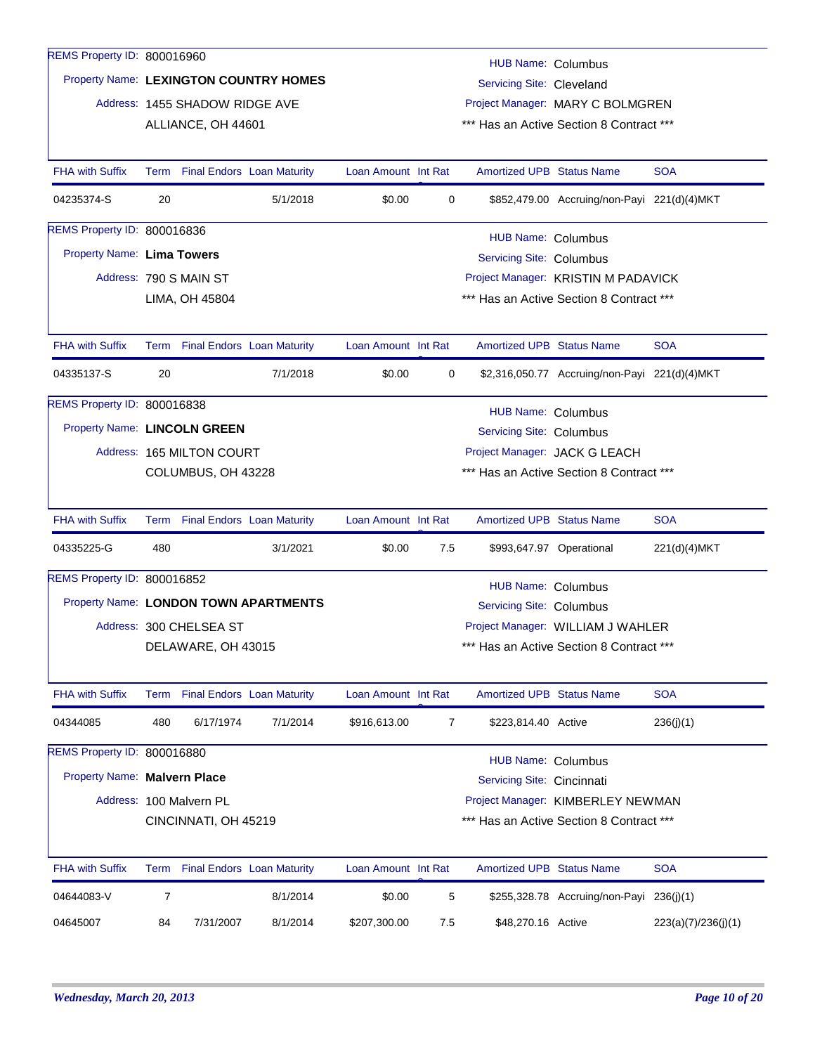REMS Property ID: 800016960

Property Name: **LEXINGTON COUNTRY HOMES**

Address: 1455 SHADOW RIDGE AVE

ALLIANCE, OH 44601

HUB Name: Columbus

Servicing Site: Cleveland

Project Manager: MARY C BOLMGREN

*** Has an Active Section 8 Contract ***

| FHA with Suffix | Term | Final Endors | Loan Maturity | Loan Amount | Int Rat | Amortized UPB | Status Name | SOA |
|---|---|---|---|---|---|---|---|---|
| 04235374-S | 20 | | 5/1/2018 | $0.00 | 0 | $852,479.00 | Accruing/non-Payi | 221(d)(4)MKT |

REMS Property ID: 800016836

Property Name: **Lima Towers**

Address: 790 S MAIN ST

LIMA, OH 45804

HUB Name: Columbus

Servicing Site: Columbus

Project Manager: KRISTIN M PADAVICK

*** Has an Active Section 8 Contract ***

| FHA with Suffix | Term | Final Endors | Loan Maturity | Loan Amount | Int Rat | Amortized UPB | Status Name | SOA |
|---|---|---|---|---|---|---|---|---|
| 04335137-S | 20 | | 7/1/2018 | $0.00 | 0 | $2,316,050.77 | Accruing/non-Payi | 221(d)(4)MKT |

REMS Property ID: 800016838

Property Name: **LINCOLN GREEN**

Address: 165 MILTON COURT

COLUMBUS, OH 43228

HUB Name: Columbus

Servicing Site: Columbus

Project Manager: JACK G LEACH

*** Has an Active Section 8 Contract ***

| FHA with Suffix | Term | Final Endors | Loan Maturity | Loan Amount | Int Rat | Amortized UPB | Status Name | SOA |
|---|---|---|---|---|---|---|---|---|
| 04335225-G | 480 | | 3/1/2021 | $0.00 | 7.5 | $993,647.97 | Operational | 221(d)(4)MKT |

REMS Property ID: 800016852

Property Name: **LONDON TOWN APARTMENTS**

Address: 300 CHELSEA ST

DELAWARE, OH 43015

HUB Name: Columbus

Servicing Site: Columbus

Project Manager: WILLIAM J WAHLER

*** Has an Active Section 8 Contract ***

| FHA with Suffix | Term | Final Endors | Loan Maturity | Loan Amount | Int Rat | Amortized UPB | Status Name | SOA |
|---|---|---|---|---|---|---|---|---|
| 04344085 | 480 | 6/17/1974 | 7/1/2014 | $916,613.00 | 7 | $223,814.40 | Active | 236(j)(1) |

REMS Property ID: 800016880

Property Name: **Malvern Place**

Address: 100 Malvern PL

CINCINNATI, OH 45219

HUB Name: Columbus

Servicing Site: Cincinnati

Project Manager: KIMBERLEY NEWMAN

*** Has an Active Section 8 Contract ***

| FHA with Suffix | Term | Final Endors | Loan Maturity | Loan Amount | Int Rat | Amortized UPB | Status Name | SOA |
|---|---|---|---|---|---|---|---|---|
| 04644083-V | 7 | | 8/1/2014 | $0.00 | 5 | $255,328.78 | Accruing/non-Payi | 236(j)(1) |
| 04645007 | 84 | 7/31/2007 | 8/1/2014 | $207,300.00 | 7.5 | $48,270.16 | Active | 223(a)(7)/236(j)(1) |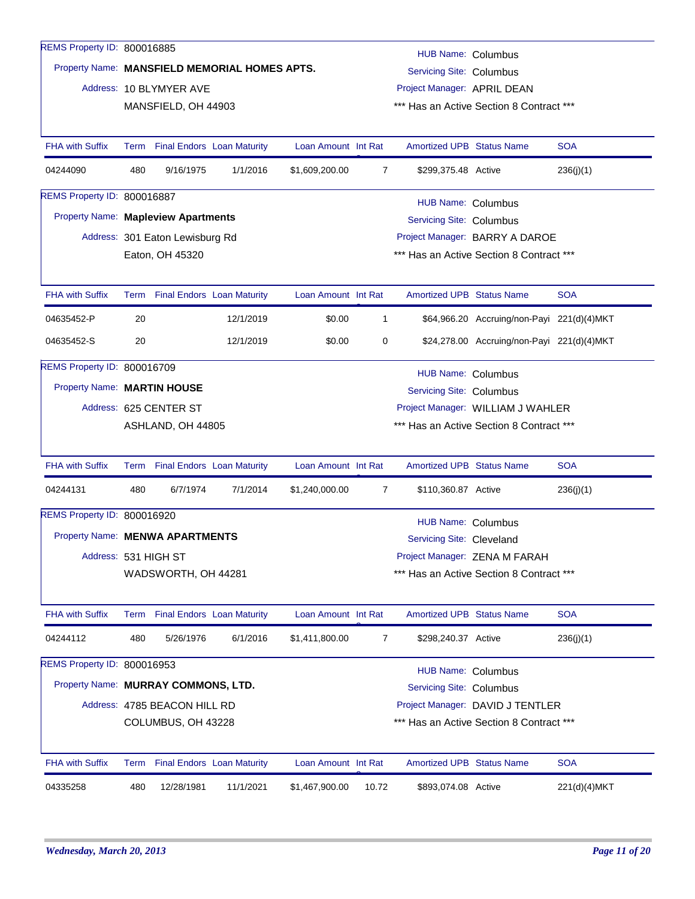REMS Property ID: 800016885

Property Name: **MANSFIELD MEMORIAL HOMES APTS.**

Address: 10 BLYMYER AVE
MANSFIELD, OH 44903

HUB Name: Columbus
Servicing Site: Columbus
Project Manager: APRIL DEAN
*** Has an Active Section 8 Contract ***

| FHA with Suffix | Term | Final Endors | Loan Maturity | Loan Amount | Int Rate | Amortized UPB | Status Name | SOA |
|---|---|---|---|---|---|---|---|---|
| 04244090 | 480 | 9/16/1975 | 1/1/2016 | $1,609,200.00 | 7 | $299,375.48 | Active | 236(j)(1) |

REMS Property ID: 800016887

Property Name: **Mapleview Apartments**

Address: 301 Eaton Lewisburg Rd
Eaton, OH 45320

HUB Name: Columbus
Servicing Site: Columbus
Project Manager: BARRY A DAROE
*** Has an Active Section 8 Contract ***

| FHA with Suffix | Term | Final Endors | Loan Maturity | Loan Amount | Int Rate | Amortized UPB | Status Name | SOA |
|---|---|---|---|---|---|---|---|---|
| 04635452-P | 20 | | 12/1/2019 | $0.00 | 1 | $64,966.20 | Accruing/non-Payi | 221(d)(4)MKT |
| 04635452-S | 20 | | 12/1/2019 | $0.00 | 0 | $24,278.00 | Accruing/non-Payi | 221(d)(4)MKT |

REMS Property ID: 800016709

Property Name: **MARTIN HOUSE**

Address: 625 CENTER ST
ASHLAND, OH 44805

HUB Name: Columbus
Servicing Site: Columbus
Project Manager: WILLIAM J WAHLER
*** Has an Active Section 8 Contract ***

| FHA with Suffix | Term | Final Endors | Loan Maturity | Loan Amount | Int Rate | Amortized UPB | Status Name | SOA |
|---|---|---|---|---|---|---|---|---|
| 04244131 | 480 | 6/7/1974 | 7/1/2014 | $1,240,000.00 | 7 | $110,360.87 | Active | 236(j)(1) |

REMS Property ID: 800016920

Property Name: **MENWA APARTMENTS**

Address: 531 HIGH ST
WADSWORTH, OH 44281

HUB Name: Columbus
Servicing Site: Cleveland
Project Manager: ZENA M FARAH
*** Has an Active Section 8 Contract ***

| FHA with Suffix | Term | Final Endors | Loan Maturity | Loan Amount | Int Rate | Amortized UPB | Status Name | SOA |
|---|---|---|---|---|---|---|---|---|
| 04244112 | 480 | 5/26/1976 | 6/1/2016 | $1,411,800.00 | 7 | $298,240.37 | Active | 236(j)(1) |

REMS Property ID: 800016953

Property Name: **MURRAY COMMONS, LTD.**

Address: 4785 BEACON HILL RD
COLUMBUS, OH 43228

HUB Name: Columbus
Servicing Site: Columbus
Project Manager: DAVID J TENTLER
*** Has an Active Section 8 Contract ***

| FHA with Suffix | Term | Final Endors | Loan Maturity | Loan Amount | Int Rate | Amortized UPB | Status Name | SOA |
|---|---|---|---|---|---|---|---|---|
| 04335258 | 480 | 12/28/1981 | 11/1/2021 | $1,467,900.00 | 10.72 | $893,074.08 | Active | 221(d)(4)MKT |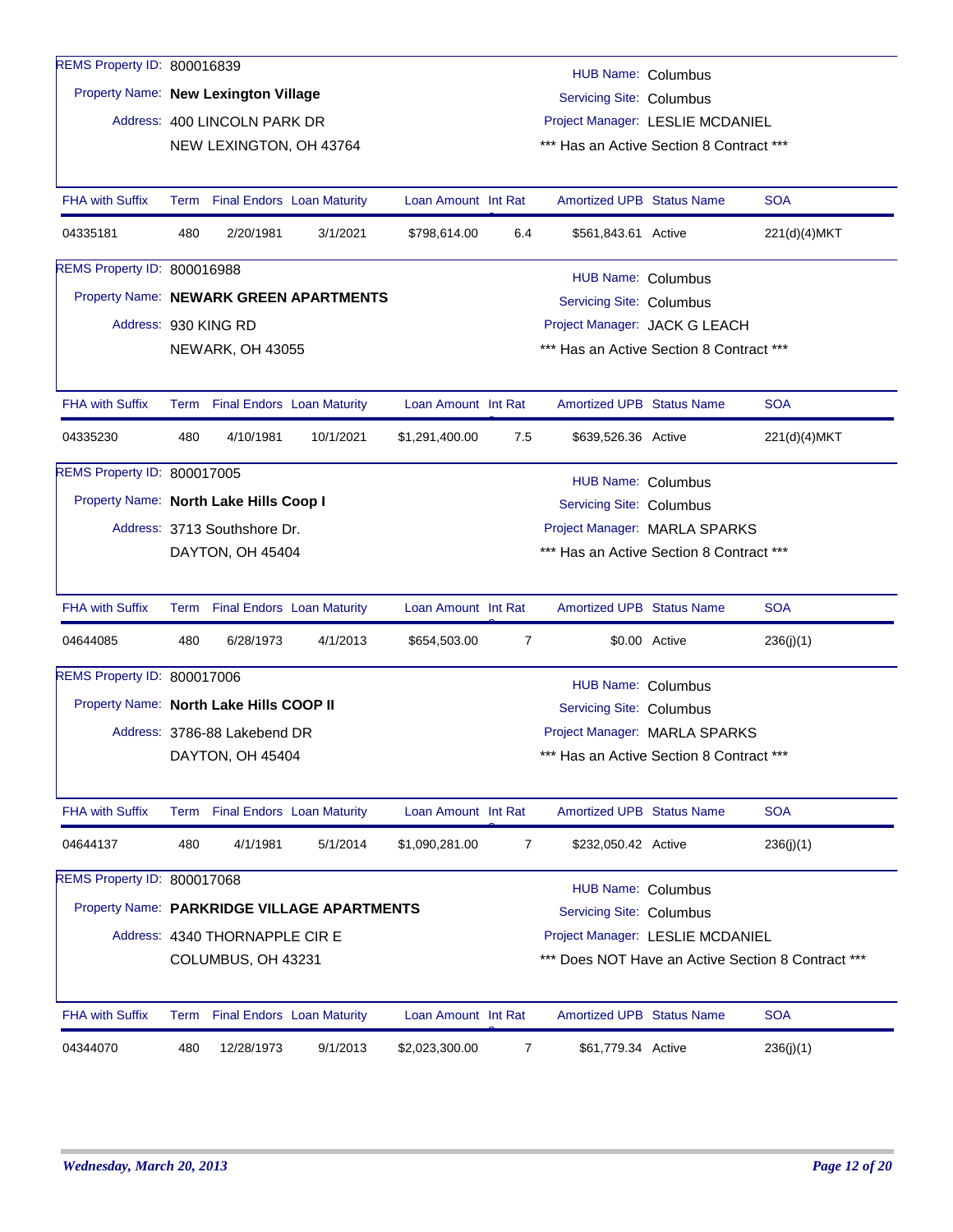REMS Property ID: 800016839

Property Name: **New Lexington Village**

Address: 400 LINCOLN PARK DR
NEW LEXINGTON, OH 43764

HUB Name: Columbus
Servicing Site: Columbus
Project Manager: LESLIE MCDANIEL
\*\*\* Has an Active Section 8 Contract \*\*\*

| FHA with Suffix | Term | Final Endors | Loan Maturity | Loan Amount | Int Rate | Amortized UPB | Status Name | SOA |
|---|---|---|---|---|---|---|---|---|
| 04335181 | 480 | 2/20/1981 | 3/1/2021 | $798,614.00 | 6.4 | $561,843.61 | Active | 221(d)(4)MKT |

REMS Property ID: 800016988

Property Name: **NEWARK GREEN APARTMENTS**

Address: 930 KING RD
NEWARK, OH 43055

HUB Name: Columbus
Servicing Site: Columbus
Project Manager: JACK G LEACH
\*\*\* Has an Active Section 8 Contract \*\*\*

| FHA with Suffix | Term | Final Endors | Loan Maturity | Loan Amount | Int Rate | Amortized UPB | Status Name | SOA |
|---|---|---|---|---|---|---|---|---|
| 04335230 | 480 | 4/10/1981 | 10/1/2021 | $1,291,400.00 | 7.5 | $639,526.36 | Active | 221(d)(4)MKT |

REMS Property ID: 800017005

Property Name: **North Lake Hills Coop I**

Address: 3713 Southshore Dr.
DAYTON, OH 45404

HUB Name: Columbus
Servicing Site: Columbus
Project Manager: MARLA SPARKS
\*\*\* Has an Active Section 8 Contract \*\*\*

| FHA with Suffix | Term | Final Endors | Loan Maturity | Loan Amount | Int Rate | Amortized UPB | Status Name | SOA |
|---|---|---|---|---|---|---|---|---|
| 04644085 | 480 | 6/28/1973 | 4/1/2013 | $654,503.00 | 7 | $0.00 | Active | 236(j)(1) |

REMS Property ID: 800017006

Property Name: **North Lake Hills COOP II**

Address: 3786-88 Lakebend DR
DAYTON, OH 45404

HUB Name: Columbus
Servicing Site: Columbus
Project Manager: MARLA SPARKS
\*\*\* Has an Active Section 8 Contract \*\*\*

| FHA with Suffix | Term | Final Endors | Loan Maturity | Loan Amount | Int Rate | Amortized UPB | Status Name | SOA |
|---|---|---|---|---|---|---|---|---|
| 04644137 | 480 | 4/1/1981 | 5/1/2014 | $1,090,281.00 | 7 | $232,050.42 | Active | 236(j)(1) |

REMS Property ID: 800017068

Property Name: **PARKRIDGE VILLAGE APARTMENTS**

Address: 4340 THORNAPPLE CIR E
COLUMBUS, OH 43231

HUB Name: Columbus
Servicing Site: Columbus
Project Manager: LESLIE MCDANIEL
\*\*\* Does NOT Have an Active Section 8 Contract \*\*\*

| FHA with Suffix | Term | Final Endors | Loan Maturity | Loan Amount | Int Rate | Amortized UPB | Status Name | SOA |
|---|---|---|---|---|---|---|---|---|
| 04344070 | 480 | 12/28/1973 | 9/1/2013 | $2,023,300.00 | 7 | $61,779.34 | Active | 236(j)(1) |

*Wednesday, March 20, 2013*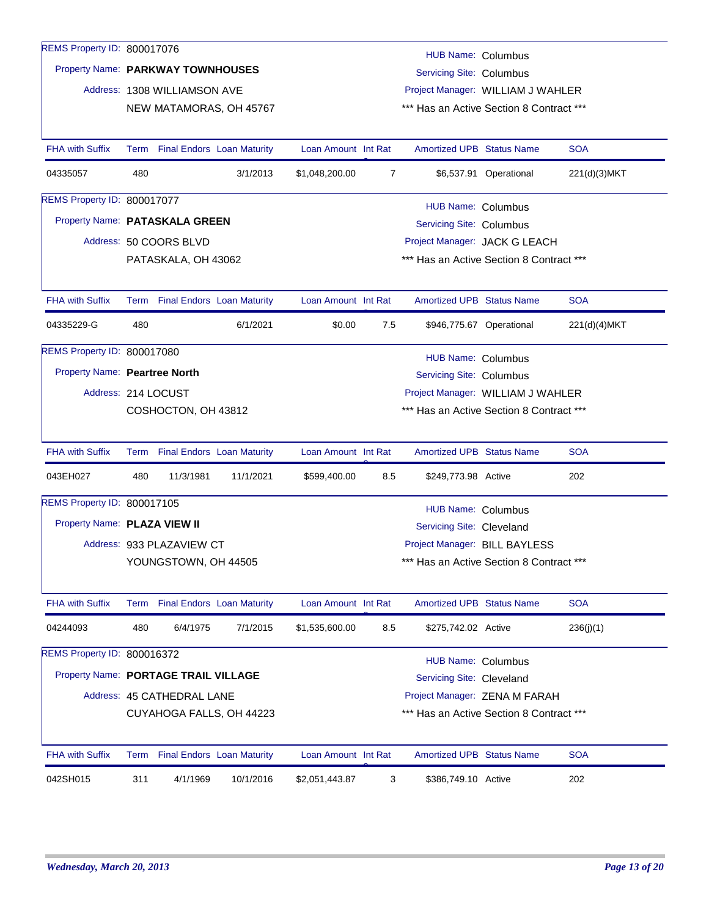REMS Property ID: 800017076
Property Name: **PARKWAY TOWNHOUSES**
Address: 1308 WILLIAMSON AVE
NEW MATAMORAS, OH 45767

HUB Name: Columbus
Servicing Site: Columbus
Project Manager: WILLIAM J WAHLER
*** Has an Active Section 8 Contract ***

| FHA with Suffix | Term | Final Endors | Loan Maturity | Loan Amount | Int Rat | Amortized UPB | Status Name | SOA |
|---|---|---|---|---|---|---|---|---|
| 04335057 | 480 | | 3/1/2013 | $1,048,200.00 | 7 | $6,537.91 | Operational | 221(d)(3)MKT |

REMS Property ID: 800017077
Property Name: **PATASKALA GREEN**
Address: 50 COORS BLVD
PATASKALA, OH 43062

HUB Name: Columbus
Servicing Site: Columbus
Project Manager: JACK G LEACH
*** Has an Active Section 8 Contract ***

| FHA with Suffix | Term | Final Endors | Loan Maturity | Loan Amount | Int Rat | Amortized UPB | Status Name | SOA |
|---|---|---|---|---|---|---|---|---|
| 04335229-G | 480 | | 6/1/2021 | $0.00 | 7.5 | $946,775.67 | Operational | 221(d)(4)MKT |

REMS Property ID: 800017080
Property Name: **Peartree North**
Address: 214 LOCUST
COSHOCTON, OH 43812

HUB Name: Columbus
Servicing Site: Columbus
Project Manager: WILLIAM J WAHLER
*** Has an Active Section 8 Contract ***

| FHA with Suffix | Term | Final Endors | Loan Maturity | Loan Amount | Int Rat | Amortized UPB | Status Name | SOA |
|---|---|---|---|---|---|---|---|---|
| 043EH027 | 480 | 11/3/1981 | 11/1/2021 | $599,400.00 | 8.5 | $249,773.98 | Active | 202 |

REMS Property ID: 800017105
Property Name: **PLAZA VIEW II**
Address: 933 PLAZAVIEW CT
YOUNGSTOWN, OH 44505

HUB Name: Columbus
Servicing Site: Cleveland
Project Manager: BILL BAYLESS
*** Has an Active Section 8 Contract ***

| FHA with Suffix | Term | Final Endors | Loan Maturity | Loan Amount | Int Rat | Amortized UPB | Status Name | SOA |
|---|---|---|---|---|---|---|---|---|
| 04244093 | 480 | 6/4/1975 | 7/1/2015 | $1,535,600.00 | 8.5 | $275,742.02 | Active | 236(j)(1) |

REMS Property ID: 800016372
Property Name: **PORTAGE TRAIL VILLAGE**
Address: 45 CATHEDRAL LANE
CUYAHOGA FALLS, OH 44223

HUB Name: Columbus
Servicing Site: Cleveland
Project Manager: ZENA M FARAH
*** Has an Active Section 8 Contract ***

| FHA with Suffix | Term | Final Endors | Loan Maturity | Loan Amount | Int Rat | Amortized UPB | Status Name | SOA |
|---|---|---|---|---|---|---|---|---|
| 042SH015 | 311 | 4/1/1969 | 10/1/2016 | $2,051,443.87 | 3 | $386,749.10 | Active | 202 |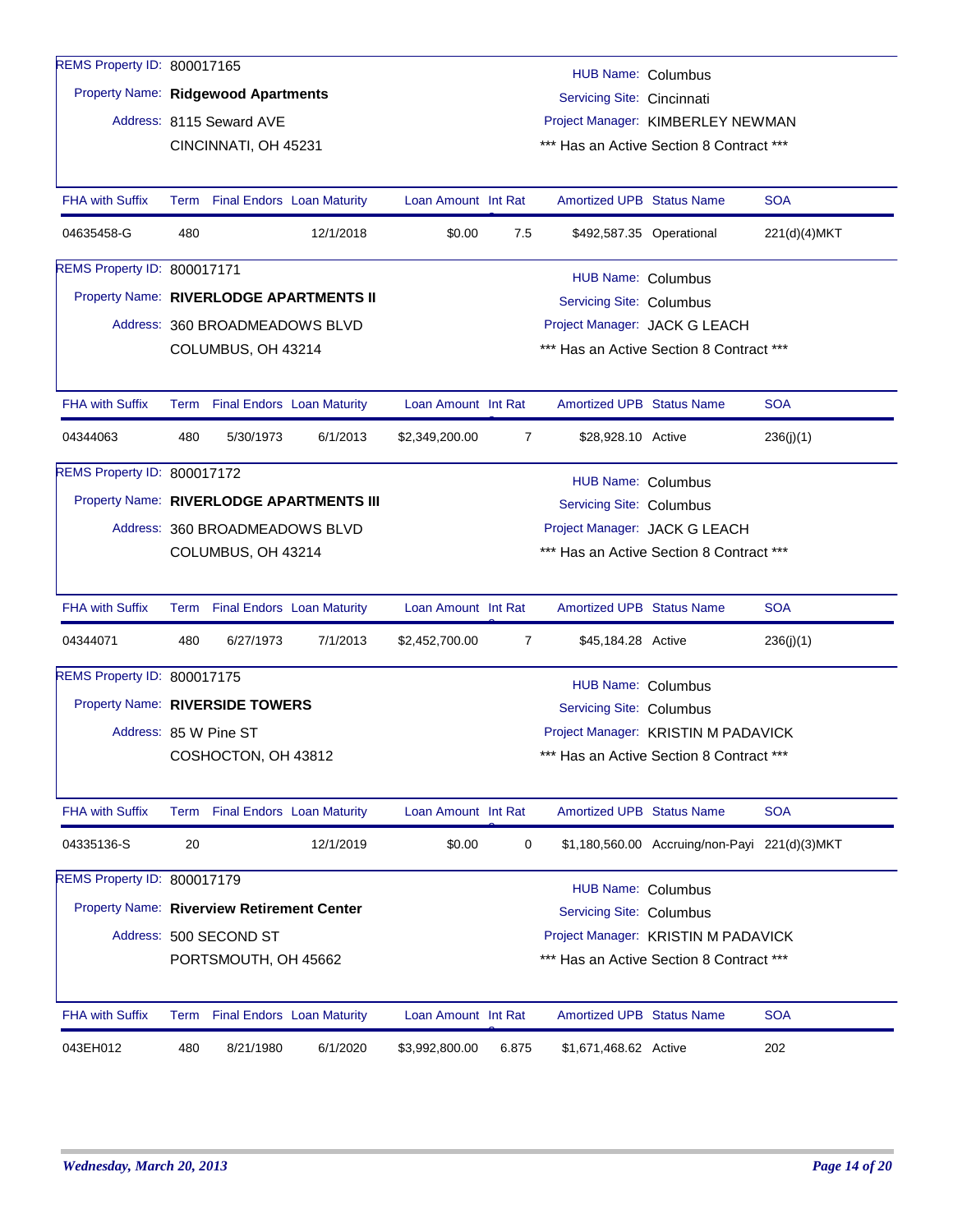REMS Property ID: 800017165
Property Name: **Ridgewood Apartments**
Address: 8115 Seward AVE
CINCINNATI, OH 45231

HUB Name: Columbus
Servicing Site: Cincinnati
Project Manager: KIMBERLEY NEWMAN
*** Has an Active Section 8 Contract ***

| FHA with Suffix | Term | Final Endors | Loan Maturity | Loan Amount | Int Rate | Amortized UPB | Status Name | SOA |
|---|---|---|---|---|---|---|---|---|
| 04635458-G | 480 | | 12/1/2018 | $0.00 | 7.5 | $492,587.35 | Operational | 221(d)(4)MKT |

REMS Property ID: 800017171
Property Name: **RIVERLODGE APARTMENTS II**
Address: 360 BROADMEADOWS BLVD
COLUMBUS, OH 43214

HUB Name: Columbus
Servicing Site: Columbus
Project Manager: JACK G LEACH
*** Has an Active Section 8 Contract ***

| FHA with Suffix | Term | Final Endors | Loan Maturity | Loan Amount | Int Rate | Amortized UPB | Status Name | SOA |
|---|---|---|---|---|---|---|---|---|
| 04344063 | 480 | 5/30/1973 | 6/1/2013 | $2,349,200.00 | 7 | $28,928.10 | Active | 236(j)(1) |

REMS Property ID: 800017172
Property Name: **RIVERLODGE APARTMENTS III**
Address: 360 BROADMEADOWS BLVD
COLUMBUS, OH 43214

HUB Name: Columbus
Servicing Site: Columbus
Project Manager: JACK G LEACH
*** Has an Active Section 8 Contract ***

| FHA with Suffix | Term | Final Endors | Loan Maturity | Loan Amount | Int Rate | Amortized UPB | Status Name | SOA |
|---|---|---|---|---|---|---|---|---|
| 04344071 | 480 | 6/27/1973 | 7/1/2013 | $2,452,700.00 | 7 | $45,184.28 | Active | 236(j)(1) |

REMS Property ID: 800017175
Property Name: **RIVERSIDE TOWERS**
Address: 85 W Pine ST
COSHOCTON, OH 43812

HUB Name: Columbus
Servicing Site: Columbus
Project Manager: KRISTIN M PADAVICK
*** Has an Active Section 8 Contract ***

| FHA with Suffix | Term | Final Endors | Loan Maturity | Loan Amount | Int Rate | Amortized UPB | Status Name | SOA |
|---|---|---|---|---|---|---|---|---|
| 04335136-S | 20 | | 12/1/2019 | $0.00 | 0 | $1,180,560.00 | Accruing/non-Payi | 221(d)(3)MKT |

REMS Property ID: 800017179
Property Name: **Riverview Retirement Center**
Address: 500 SECOND ST
PORTSMOUTH, OH 45662

HUB Name: Columbus
Servicing Site: Columbus
Project Manager: KRISTIN M PADAVICK
*** Has an Active Section 8 Contract ***

| FHA with Suffix | Term | Final Endors | Loan Maturity | Loan Amount | Int Rate | Amortized UPB | Status Name | SOA |
|---|---|---|---|---|---|---|---|---|
| 043EH012 | 480 | 8/21/1980 | 6/1/2020 | $3,992,800.00 | 6.875 | $1,671,468.62 | Active | 202 |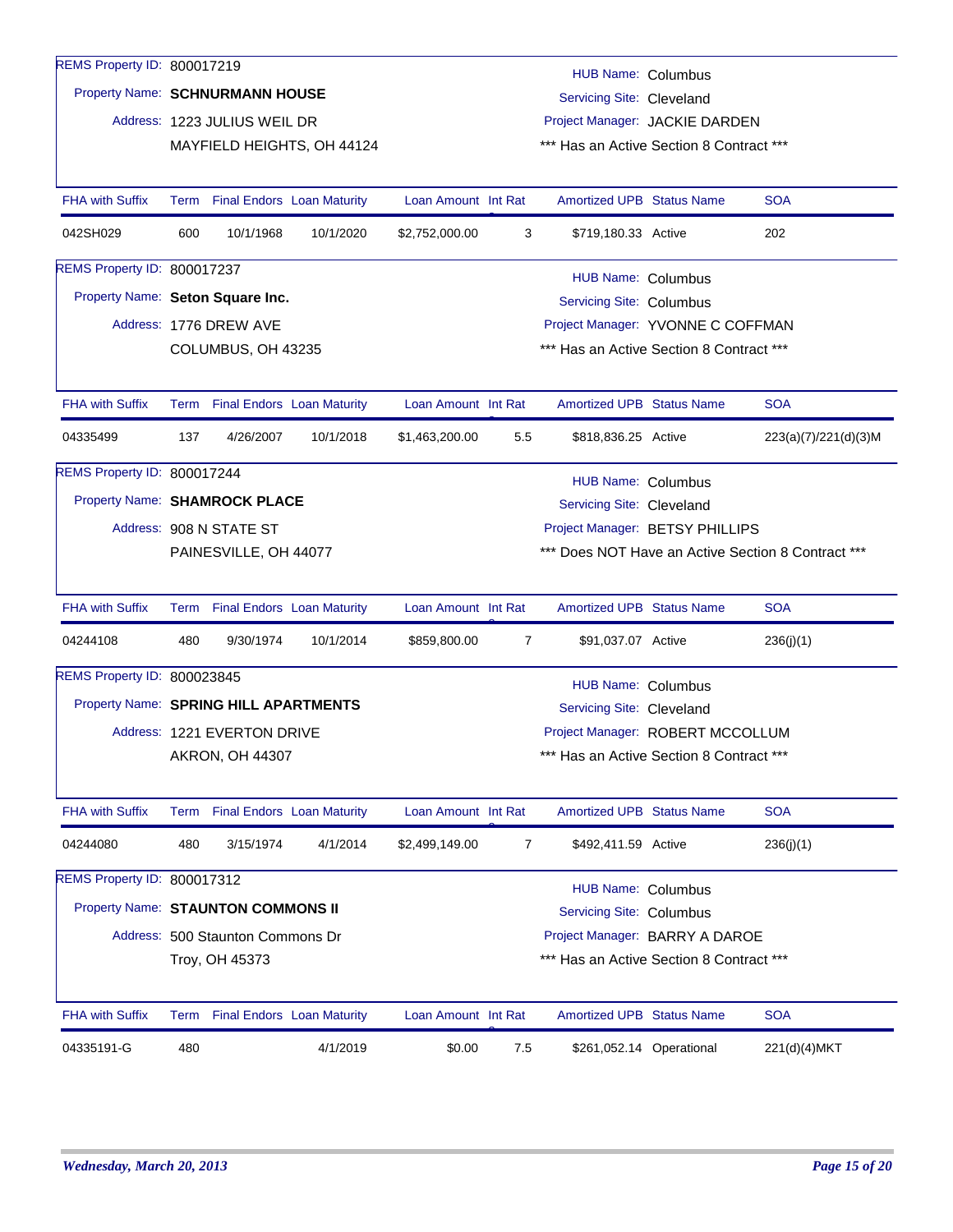REMS Property ID: 800017219
Property Name: **SCHNURMANN HOUSE**
Address: 1223 JULIUS WEIL DR
MAYFIELD HEIGHTS, OH 44124

HUB Name: Columbus
Servicing Site: Cleveland
Project Manager: JACKIE DARDEN
\*\*\* Has an Active Section 8 Contract \*\*\*

| FHA with Suffix | Term | Final Endors | Loan Maturity | Loan Amount | Int Rate | Amortized UPB | Status Name | SOA |
|---|---|---|---|---|---|---|---|---|
| 042SH029 | 600 | 10/1/1968 | 10/1/2020 | $2,752,000.00 | 3 | $719,180.33 | Active | 202 |

REMS Property ID: 800017237
Property Name: **Seton Square Inc.**
Address: 1776 DREW AVE
COLUMBUS, OH 43235

HUB Name: Columbus
Servicing Site: Columbus
Project Manager: YVONNE C COFFMAN
\*\*\* Has an Active Section 8 Contract \*\*\*

| FHA with Suffix | Term | Final Endors | Loan Maturity | Loan Amount | Int Rate | Amortized UPB | Status Name | SOA |
|---|---|---|---|---|---|---|---|---|
| 04335499 | 137 | 4/26/2007 | 10/1/2018 | $1,463,200.00 | 5.5 | $818,836.25 | Active | 223(a)(7)/221(d)(3)M |

REMS Property ID: 800017244
Property Name: **SHAMROCK PLACE**
Address: 908 N STATE ST
PAINESVILLE, OH 44077

HUB Name: Columbus
Servicing Site: Cleveland
Project Manager: BETSY PHILLIPS
\*\*\* Does NOT Have an Active Section 8 Contract \*\*\*

| FHA with Suffix | Term | Final Endors | Loan Maturity | Loan Amount | Int Rate | Amortized UPB | Status Name | SOA |
|---|---|---|---|---|---|---|---|---|
| 04244108 | 480 | 9/30/1974 | 10/1/2014 | $859,800.00 | 7 | $91,037.07 | Active | 236(j)(1) |

REMS Property ID: 800023845
Property Name: **SPRING HILL APARTMENTS**
Address: 1221 EVERTON DRIVE
AKRON, OH 44307

HUB Name: Columbus
Servicing Site: Cleveland
Project Manager: ROBERT MCCOLLUM
\*\*\* Has an Active Section 8 Contract \*\*\*

| FHA with Suffix | Term | Final Endors | Loan Maturity | Loan Amount | Int Rate | Amortized UPB | Status Name | SOA |
|---|---|---|---|---|---|---|---|---|
| 04244080 | 480 | 3/15/1974 | 4/1/2014 | $2,499,149.00 | 7 | $492,411.59 | Active | 236(j)(1) |

REMS Property ID: 800017312
Property Name: **STAUNTON COMMONS II**
Address: 500 Staunton Commons Dr
Troy, OH 45373

HUB Name: Columbus
Servicing Site: Columbus
Project Manager: BARRY A DAROE
\*\*\* Has an Active Section 8 Contract \*\*\*

| FHA with Suffix | Term | Final Endors | Loan Maturity | Loan Amount | Int Rate | Amortized UPB | Status Name | SOA |
|---|---|---|---|---|---|---|---|---|
| 04335191-G | 480 | | 4/1/2019 | $0.00 | 7.5 | $261,052.14 | Operational | 221(d)(4)MKT |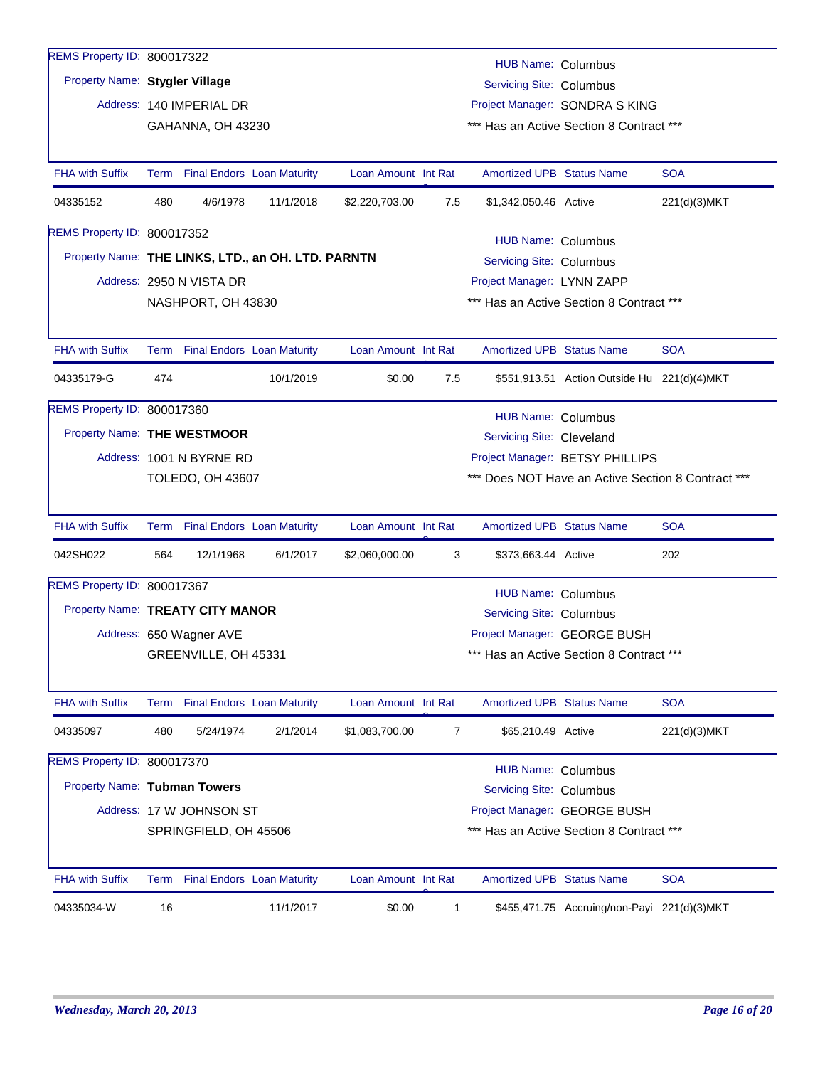REMS Property ID: 800017322
Property Name: **Stygler Village**
Address: 140 IMPERIAL DR
GAHANNA, OH 43230

HUB Name: Columbus
Servicing Site: Columbus
Project Manager: SONDRA S KING
*** Has an Active Section 8 Contract ***

| FHA with Suffix | Term | Final Endors | Loan Maturity | Loan Amount | Int Rate | Amortized UPB | Status Name | SOA |
|---|---|---|---|---|---|---|---|---|
| 04335152 | 480 | 4/6/1978 | 11/1/2018 | $2,220,703.00 | 7.5 | $1,342,050.46 | Active | 221(d)(3)MKT |

REMS Property ID: 800017352
Property Name: **THE LINKS, LTD., an OH. LTD. PARNTN**
Address: 2950 N VISTA DR
NASHPORT, OH 43830

HUB Name: Columbus
Servicing Site: Columbus
Project Manager: LYNN ZAPP
*** Has an Active Section 8 Contract ***

| FHA with Suffix | Term | Final Endors | Loan Maturity | Loan Amount | Int Rate | Amortized UPB | Status Name | SOA |
|---|---|---|---|---|---|---|---|---|
| 04335179-G | 474 | | 10/1/2019 | $0.00 | 7.5 | $551,913.51 | Action Outside Hu | 221(d)(4)MKT |

REMS Property ID: 800017360
Property Name: **THE WESTMOOR**
Address: 1001 N BYRNE RD
TOLEDO, OH 43607

HUB Name: Columbus
Servicing Site: Cleveland
Project Manager: BETSY PHILLIPS
*** Does NOT Have an Active Section 8 Contract ***

| FHA with Suffix | Term | Final Endors | Loan Maturity | Loan Amount | Int Rate | Amortized UPB | Status Name | SOA |
|---|---|---|---|---|---|---|---|---|
| 042SH022 | 564 | 12/1/1968 | 6/1/2017 | $2,060,000.00 | 3 | $373,663.44 | Active | 202 |

REMS Property ID: 800017367
Property Name: **TREATY CITY MANOR**
Address: 650 Wagner AVE
GREENVILLE, OH 45331

HUB Name: Columbus
Servicing Site: Columbus
Project Manager: GEORGE BUSH
*** Has an Active Section 8 Contract ***

| FHA with Suffix | Term | Final Endors | Loan Maturity | Loan Amount | Int Rate | Amortized UPB | Status Name | SOA |
|---|---|---|---|---|---|---|---|---|
| 04335097 | 480 | 5/24/1974 | 2/1/2014 | $1,083,700.00 | 7 | $65,210.49 | Active | 221(d)(3)MKT |

REMS Property ID: 800017370
Property Name: **Tubman Towers**
Address: 17 W JOHNSON ST
SPRINGFIELD, OH 45506

HUB Name: Columbus
Servicing Site: Columbus
Project Manager: GEORGE BUSH
*** Has an Active Section 8 Contract ***

| FHA with Suffix | Term | Final Endors | Loan Maturity | Loan Amount | Int Rate | Amortized UPB | Status Name | SOA |
|---|---|---|---|---|---|---|---|---|
| 04335034-W | 16 | | 11/1/2017 | $0.00 | 1 | $455,471.75 | Accruing/non-Payi | 221(d)(3)MKT |

*Wednesday, March 20, 2013*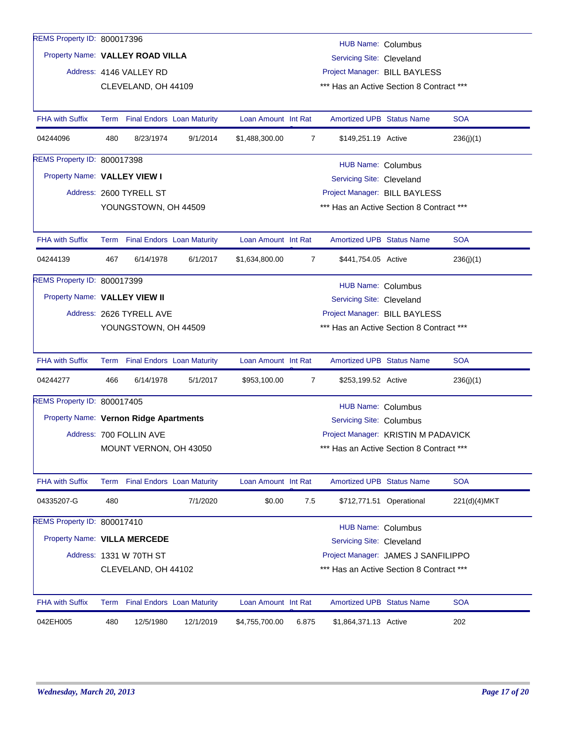REMS Property ID: 800017396

Property Name: **VALLEY ROAD VILLA**

Address: 4146 VALLEY RD
CLEVELAND, OH 44109

HUB Name: Columbus
Servicing Site: Cleveland
Project Manager: BILL BAYLESS
*** Has an Active Section 8 Contract ***

| FHA with Suffix | Term | Final Endors | Loan Maturity | Loan Amount | Int Rate | Amortized UPB | Status Name | SOA |
|---|---|---|---|---|---|---|---|---|
| 04244096 | 480 | 8/23/1974 | 9/1/2014 | $1,488,300.00 | 7 | $149,251.19 | Active | 236(j)(1) |

REMS Property ID: 800017398

Property Name: **VALLEY VIEW I**

Address: 2600 TYRELL ST
YOUNGSTOWN, OH 44509

HUB Name: Columbus
Servicing Site: Cleveland
Project Manager: BILL BAYLESS
*** Has an Active Section 8 Contract ***

| FHA with Suffix | Term | Final Endors | Loan Maturity | Loan Amount | Int Rate | Amortized UPB | Status Name | SOA |
|---|---|---|---|---|---|---|---|---|
| 04244139 | 467 | 6/14/1978 | 6/1/2017 | $1,634,800.00 | 7 | $441,754.05 | Active | 236(j)(1) |

REMS Property ID: 800017399

Property Name: **VALLEY VIEW II**

Address: 2626 TYRELL AVE
YOUNGSTOWN, OH 44509

HUB Name: Columbus
Servicing Site: Cleveland
Project Manager: BILL BAYLESS
*** Has an Active Section 8 Contract ***

| FHA with Suffix | Term | Final Endors | Loan Maturity | Loan Amount | Int Rate | Amortized UPB | Status Name | SOA |
|---|---|---|---|---|---|---|---|---|
| 04244277 | 466 | 6/14/1978 | 5/1/2017 | $953,100.00 | 7 | $253,199.52 | Active | 236(j)(1) |

REMS Property ID: 800017405

Property Name: **Vernon Ridge Apartments**

Address: 700 FOLLIN AVE
MOUNT VERNON, OH 43050

HUB Name: Columbus
Servicing Site: Columbus
Project Manager: KRISTIN M PADAVICK
*** Has an Active Section 8 Contract ***

| FHA with Suffix | Term | Final Endors | Loan Maturity | Loan Amount | Int Rate | Amortized UPB | Status Name | SOA |
|---|---|---|---|---|---|---|---|---|
| 04335207-G | 480 | | 7/1/2020 | $0.00 | 7.5 | $712,771.51 | Operational | 221(d)(4)MKT |

REMS Property ID: 800017410

Property Name: **VILLA MERCEDE**

Address: 1331 W 70TH ST
CLEVELAND, OH 44102

HUB Name: Columbus
Servicing Site: Cleveland
Project Manager: JAMES J SANFILIPPO
*** Has an Active Section 8 Contract ***

| FHA with Suffix | Term | Final Endors | Loan Maturity | Loan Amount | Int Rate | Amortized UPB | Status Name | SOA |
|---|---|---|---|---|---|---|---|---|
| 042EH005 | 480 | 12/5/1980 | 12/1/2019 | $4,755,700.00 | 6.875 | $1,864,371.13 | Active | 202 |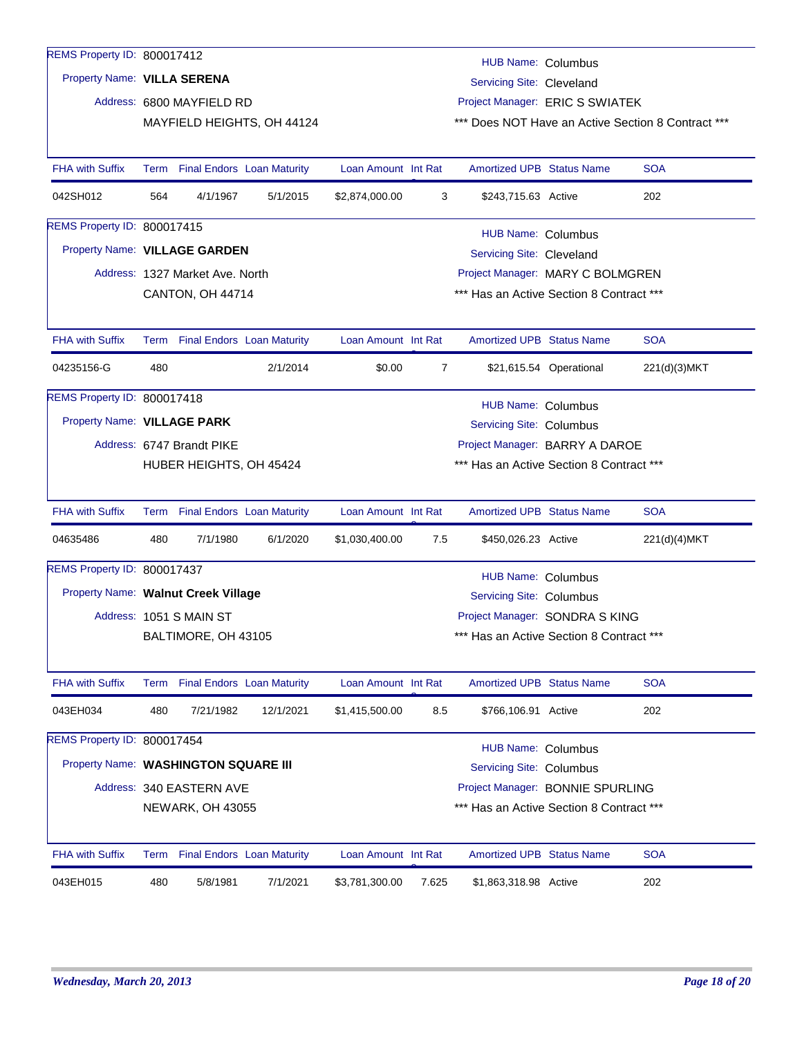REMS Property ID: 800017412

Property Name: **VILLA SERENA**

Address: 6800 MAYFIELD RD
MAYFIELD HEIGHTS, OH 44124

HUB Name: Columbus
Servicing Site: Cleveland
Project Manager: ERIC S SWIATEK
*** Does NOT Have an Active Section 8 Contract ***

| FHA with Suffix | Term | Final Endors | Loan Maturity | Loan Amount | Int Rate | Amortized UPB | Status Name | SOA |
|---|---|---|---|---|---|---|---|---|
| 042SH012 | 564 | 4/1/1967 | 5/1/2015 | $2,874,000.00 | 3 | $243,715.63 | Active | 202 |

REMS Property ID: 800017415

Property Name: **VILLAGE GARDEN**

Address: 1327 Market Ave. North
CANTON, OH 44714

HUB Name: Columbus
Servicing Site: Cleveland
Project Manager: MARY C BOLMGREN
*** Has an Active Section 8 Contract ***

| FHA with Suffix | Term | Final Endors | Loan Maturity | Loan Amount | Int Rate | Amortized UPB | Status Name | SOA |
|---|---|---|---|---|---|---|---|---|
| 04235156-G | 480 | | 2/1/2014 | $0.00 | 7 | $21,615.54 | Operational | 221(d)(3)MKT |

REMS Property ID: 800017418

Property Name: **VILLAGE PARK**

Address: 6747 Brandt PIKE
HUBER HEIGHTS, OH 45424

HUB Name: Columbus
Servicing Site: Columbus
Project Manager: BARRY A DAROE
*** Has an Active Section 8 Contract ***

| FHA with Suffix | Term | Final Endors | Loan Maturity | Loan Amount | Int Rate | Amortized UPB | Status Name | SOA |
|---|---|---|---|---|---|---|---|---|
| 04635486 | 480 | 7/1/1980 | 6/1/2020 | $1,030,400.00 | 7.5 | $450,026.23 | Active | 221(d)(4)MKT |

REMS Property ID: 800017437

Property Name: **Walnut Creek Village**

Address: 1051 S MAIN ST
BALTIMORE, OH 43105

HUB Name: Columbus
Servicing Site: Columbus
Project Manager: SONDRA S KING
*** Has an Active Section 8 Contract ***

| FHA with Suffix | Term | Final Endors | Loan Maturity | Loan Amount | Int Rate | Amortized UPB | Status Name | SOA |
|---|---|---|---|---|---|---|---|---|
| 043EH034 | 480 | 7/21/1982 | 12/1/2021 | $1,415,500.00 | 8.5 | $766,106.91 | Active | 202 |

REMS Property ID: 800017454

Property Name: **WASHINGTON SQUARE III**

Address: 340 EASTERN AVE
NEWARK, OH 43055

HUB Name: Columbus
Servicing Site: Columbus
Project Manager: BONNIE SPURLING
*** Has an Active Section 8 Contract ***

| FHA with Suffix | Term | Final Endors | Loan Maturity | Loan Amount | Int Rate | Amortized UPB | Status Name | SOA |
|---|---|---|---|---|---|---|---|---|
| 043EH015 | 480 | 5/8/1981 | 7/1/2021 | $3,781,300.00 | 7.625 | $1,863,318.98 | Active | 202 |

*Wednesday, March 20, 2013*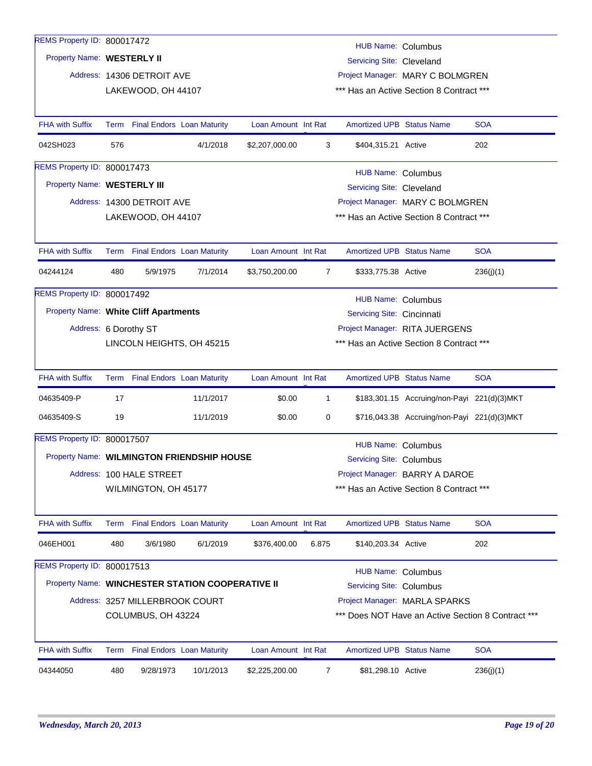REMS Property ID: 800017472
Property Name: **WESTERLY II**
Address: 14306 DETROIT AVE
LAKEWOOD, OH 44107

HUB Name: Columbus
Servicing Site: Cleveland
Project Manager: MARY C BOLMGREN
*** Has an Active Section 8 Contract ***

| FHA with Suffix | Term | Final Endors | Loan Maturity | Loan Amount | Int Rate | Amortized UPB | Status Name | SOA |
|---|---|---|---|---|---|---|---|---|
| 042SH023 | 576 | | 4/1/2018 | $2,207,000.00 | 3 | $404,315.21 | Active | 202 |

REMS Property ID: 800017473
Property Name: **WESTERLY III**
Address: 14300 DETROIT AVE
LAKEWOOD, OH 44107

HUB Name: Columbus
Servicing Site: Cleveland
Project Manager: MARY C BOLMGREN
*** Has an Active Section 8 Contract ***

| FHA with Suffix | Term | Final Endors | Loan Maturity | Loan Amount | Int Rate | Amortized UPB | Status Name | SOA |
|---|---|---|---|---|---|---|---|---|
| 04244124 | 480 | 5/9/1975 | 7/1/2014 | $3,750,200.00 | 7 | $333,775.38 | Active | 236(j)(1) |

REMS Property ID: 800017492
Property Name: **White Cliff Apartments**
Address: 6 Dorothy ST
LINCOLN HEIGHTS, OH 45215

HUB Name: Columbus
Servicing Site: Cincinnati
Project Manager: RITA JUERGENS
*** Has an Active Section 8 Contract ***

| FHA with Suffix | Term | Final Endors | Loan Maturity | Loan Amount | Int Rate | Amortized UPB | Status Name | SOA |
|---|---|---|---|---|---|---|---|---|
| 04635409-P | 17 | | 11/1/2017 | $0.00 | 1 | $183,301.15 | Accruing/non-Payi | 221(d)(3)MKT |
| 04635409-S | 19 | | 11/1/2019 | $0.00 | 0 | $716,043.38 | Accruing/non-Payi | 221(d)(3)MKT |

REMS Property ID: 800017507
Property Name: **WILMINGTON FRIENDSHIP HOUSE**
Address: 100 HALE STREET
WILMINGTON, OH 45177

HUB Name: Columbus
Servicing Site: Columbus
Project Manager: BARRY A DAROE
*** Has an Active Section 8 Contract ***

| FHA with Suffix | Term | Final Endors | Loan Maturity | Loan Amount | Int Rate | Amortized UPB | Status Name | SOA |
|---|---|---|---|---|---|---|---|---|
| 046EH001 | 480 | 3/6/1980 | 6/1/2019 | $376,400.00 | 6.875 | $140,203.34 | Active | 202 |

REMS Property ID: 800017513
Property Name: **WINCHESTER STATION COOPERATIVE II**
Address: 3257 MILLERBROOK COURT
COLUMBUS, OH 43224

HUB Name: Columbus
Servicing Site: Columbus
Project Manager: MARLA SPARKS
*** Does NOT Have an Active Section 8 Contract ***

| FHA with Suffix | Term | Final Endors | Loan Maturity | Loan Amount | Int Rate | Amortized UPB | Status Name | SOA |
|---|---|---|---|---|---|---|---|---|
| 04344050 | 480 | 9/28/1973 | 10/1/2013 | $2,225,200.00 | 7 | $81,298.10 | Active | 236(j)(1) |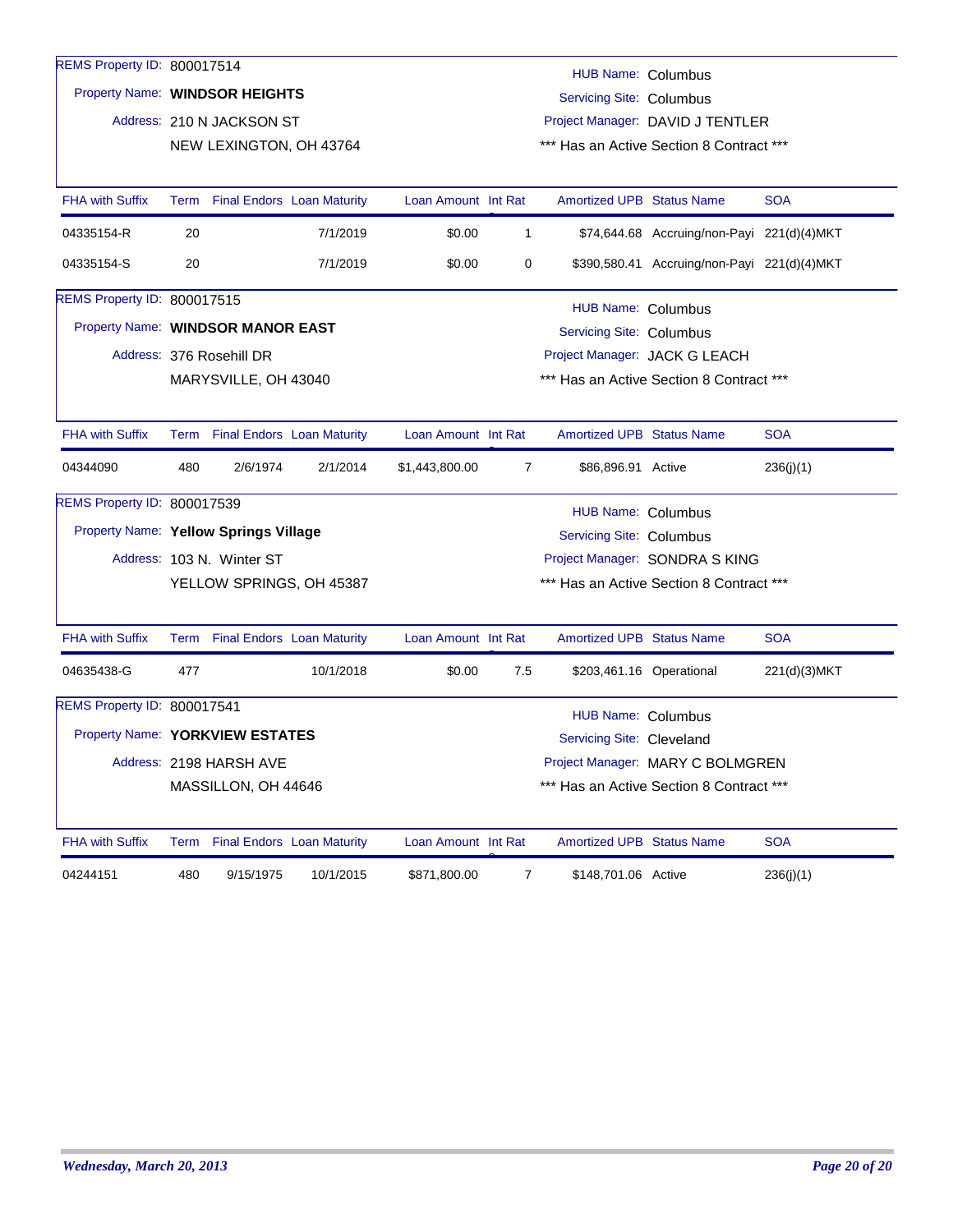REMS Property ID: 800017514

Property Name: **WINDSOR HEIGHTS**

Address: 210 N JACKSON ST
NEW LEXINGTON, OH 43764

HUB Name: Columbus
Servicing Site: Columbus
Project Manager: DAVID J TENTLER
*** Has an Active Section 8 Contract ***

| FHA with Suffix | Term | Final Endors | Loan Maturity | Loan Amount | Int Rat | Amortized UPB | Status Name | SOA |
|---|---|---|---|---|---|---|---|---|
| 04335154-R | 20 | | 7/1/2019 | $0.00 | 1 | $74,644.68 | Accruing/non-Payi | 221(d)(4)MKT |
| 04335154-S | 20 | | 7/1/2019 | $0.00 | 0 | $390,580.41 | Accruing/non-Payi | 221(d)(4)MKT |

REMS Property ID: 800017515

Property Name: **WINDSOR MANOR EAST**

Address: 376 Rosehill DR
MARYSVILLE, OH 43040

HUB Name: Columbus
Servicing Site: Columbus
Project Manager: JACK G LEACH
*** Has an Active Section 8 Contract ***

| FHA with Suffix | Term | Final Endors | Loan Maturity | Loan Amount | Int Rat | Amortized UPB | Status Name | SOA |
|---|---|---|---|---|---|---|---|---|
| 04344090 | 480 | 2/6/1974 | 2/1/2014 | $1,443,800.00 | 7 | $86,896.91 | Active | 236(j)(1) |

REMS Property ID: 800017539

Property Name: **Yellow Springs Village**

Address: 103 N. Winter ST
YELLOW SPRINGS, OH 45387

HUB Name: Columbus
Servicing Site: Columbus
Project Manager: SONDRA S KING
*** Has an Active Section 8 Contract ***

| FHA with Suffix | Term | Final Endors | Loan Maturity | Loan Amount | Int Rat | Amortized UPB | Status Name | SOA |
|---|---|---|---|---|---|---|---|---|
| 04635438-G | 477 | | 10/1/2018 | $0.00 | 7.5 | $203,461.16 | Operational | 221(d)(3)MKT |

REMS Property ID: 800017541

Property Name: **YORKVIEW ESTATES**

Address: 2198 HARSH AVE
MASSILLON, OH 44646

HUB Name: Columbus
Servicing Site: Cleveland
Project Manager: MARY C BOLMGREN
*** Has an Active Section 8 Contract ***

| FHA with Suffix | Term | Final Endors | Loan Maturity | Loan Amount | Int Rat | Amortized UPB | Status Name | SOA |
|---|---|---|---|---|---|---|---|---|
| 04244151 | 480 | 9/15/1975 | 10/1/2015 | $871,800.00 | 7 | $148,701.06 | Active | 236(j)(1) |